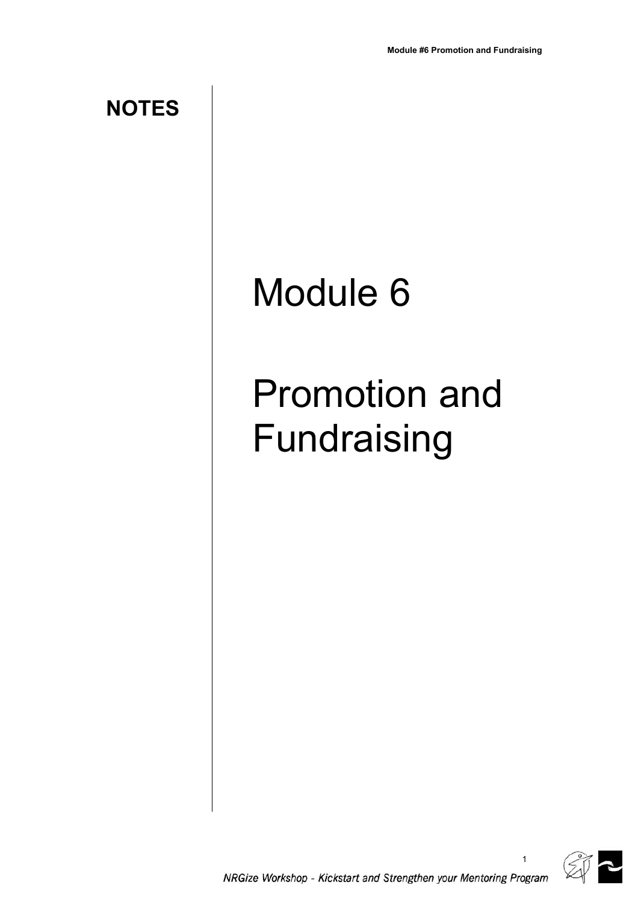**NOTES**

# Module 6

# Promotion and Fundraising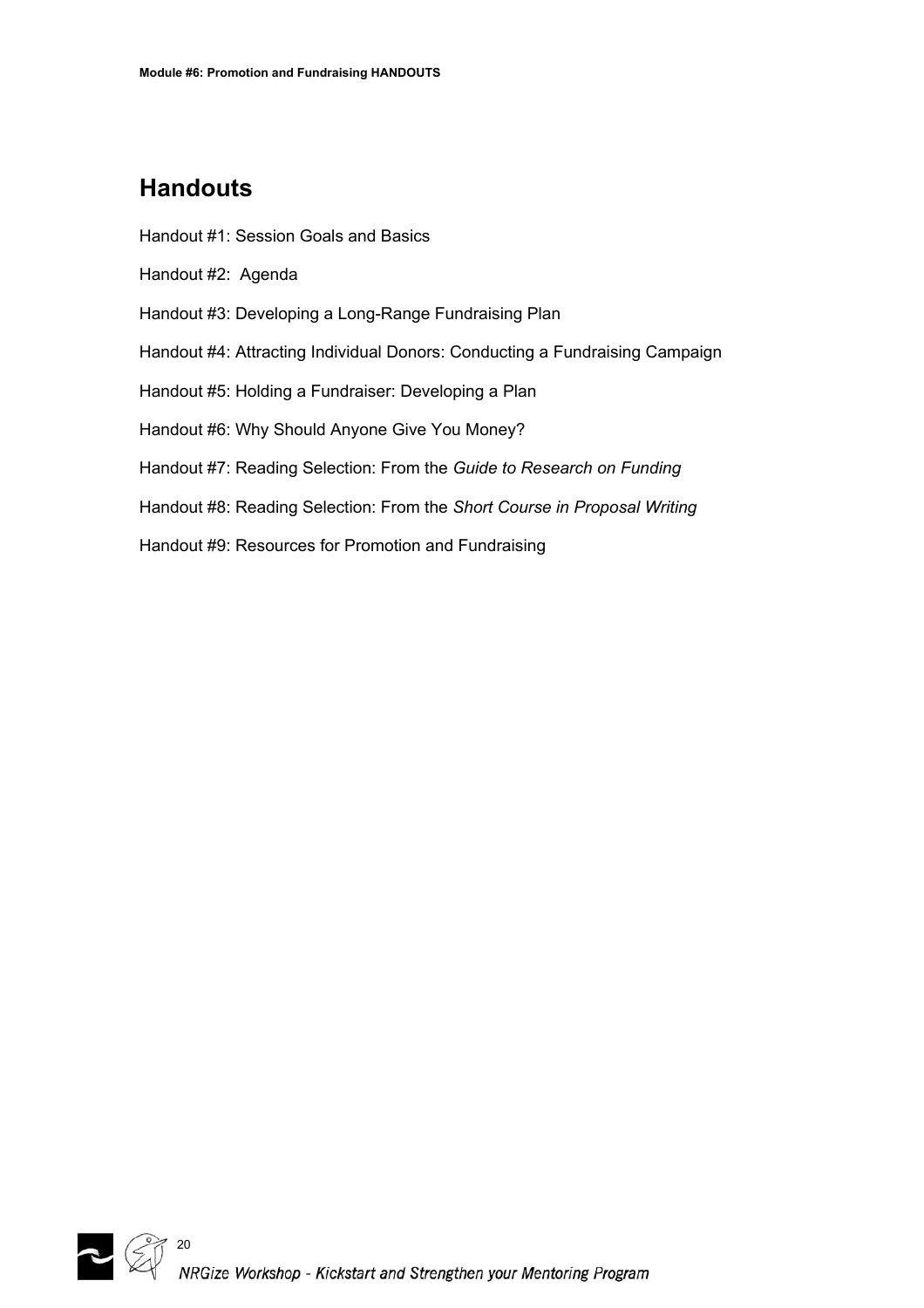## Handouts

Handout #1: Session Goals and Basics

Handout #2: Agenda

Handout #3: Developing a Long-Range Fundraising Plan

Handout #4: Attracting Individual Donors: Conducting a Fundraising Campaign

Handout #5: Holding a Fundraiser: Developing a Plan

Handout #6: Why Should Anyone Give You Money?

Handout #7: Reading Selection: From the *Guide to Research on Funding*

Handout #8: Reading Selection: From the *Short Course in Proposal Writing*

Handout #9: Resources for Promotion and Fundraising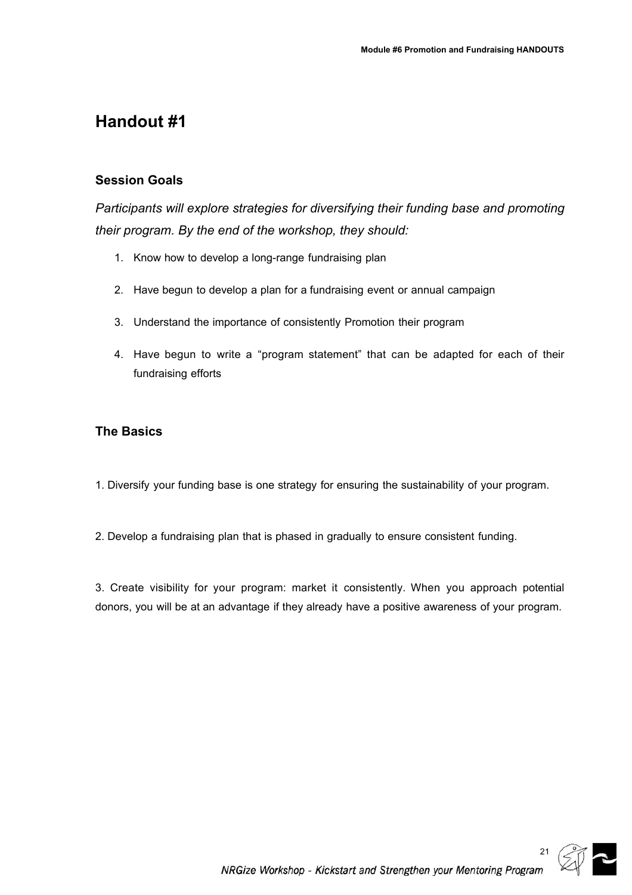# Handout #1

### Session Goals

*Participants will explore strategies for diversifying their funding base and promoting their program. By the end of the workshop, they should:*

1. Know how to develop a long-range fundraising plan
2. Have begun to develop a plan for a fundraising event or annual campaign
3. Understand the importance of consistently Promotion their program
4. Have begun to write a "program statement" that can be adapted for each of their fundraising efforts

### The Basics

1. Diversify your funding base is one strategy for ensuring the sustainability of your program.

2. Develop a fundraising plan that is phased in gradually to ensure consistent funding.

3. Create visibility for your program: market it consistently. When you approach potential donors, you will be at an advantage if they already have a positive awareness of your program.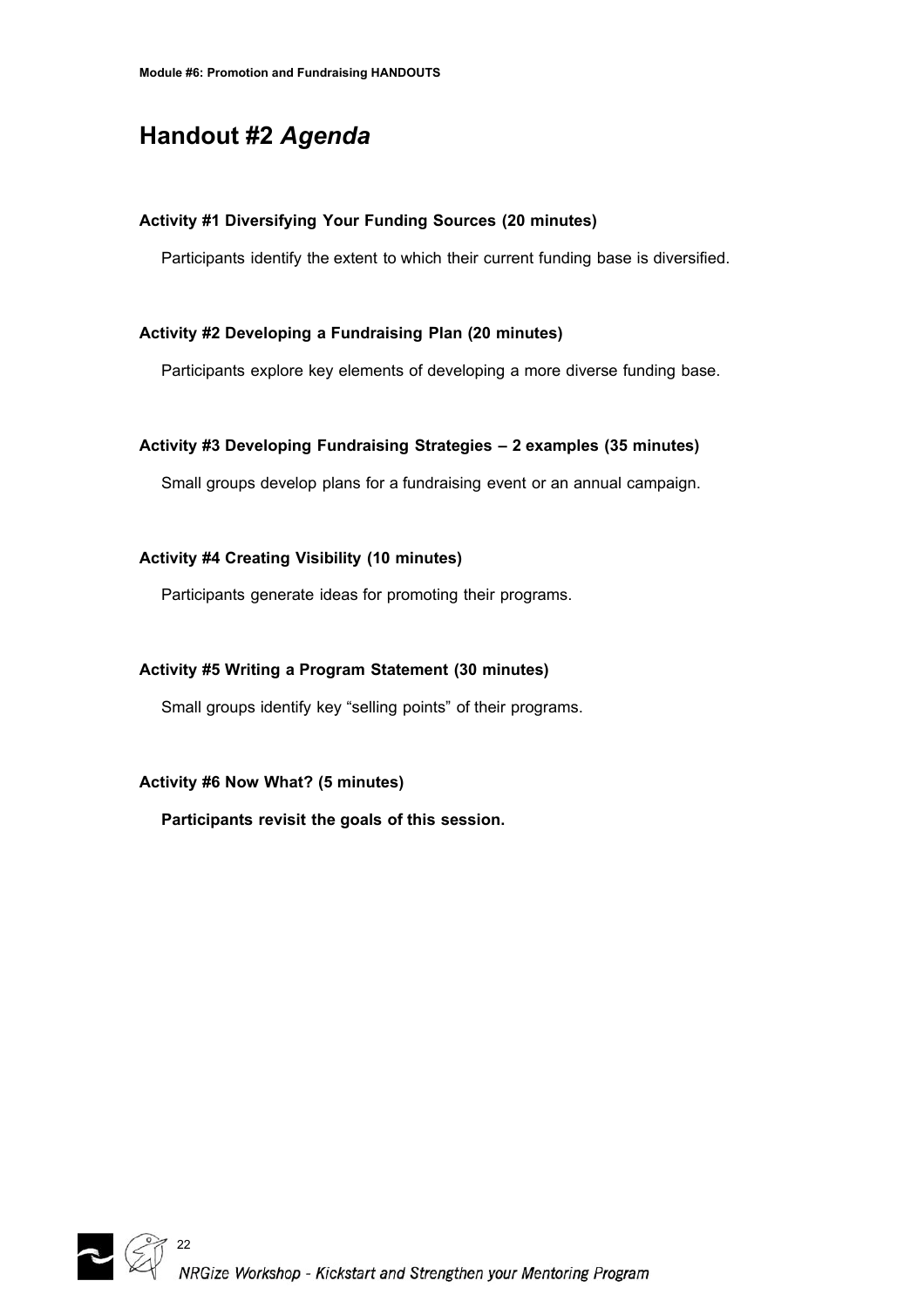# Handout #2 *Agenda*

**Activity #1 Diversifying Your Funding Sources (20 minutes)**

Participants identify the extent to which their current funding base is diversified.

**Activity #2 Developing a Fundraising Plan (20 minutes)**

Participants explore key elements of developing a more diverse funding base.

**Activity #3 Developing Fundraising Strategies – 2 examples (35 minutes)**

Small groups develop plans for a fundraising event or an annual campaign.

**Activity #4 Creating Visibility (10 minutes)**

Participants generate ideas for promoting their programs.

**Activity #5 Writing a Program Statement (30 minutes)**

Small groups identify key "selling points" of their programs.

**Activity #6 Now What? (5 minutes)**

**Participants revisit the goals of this session.**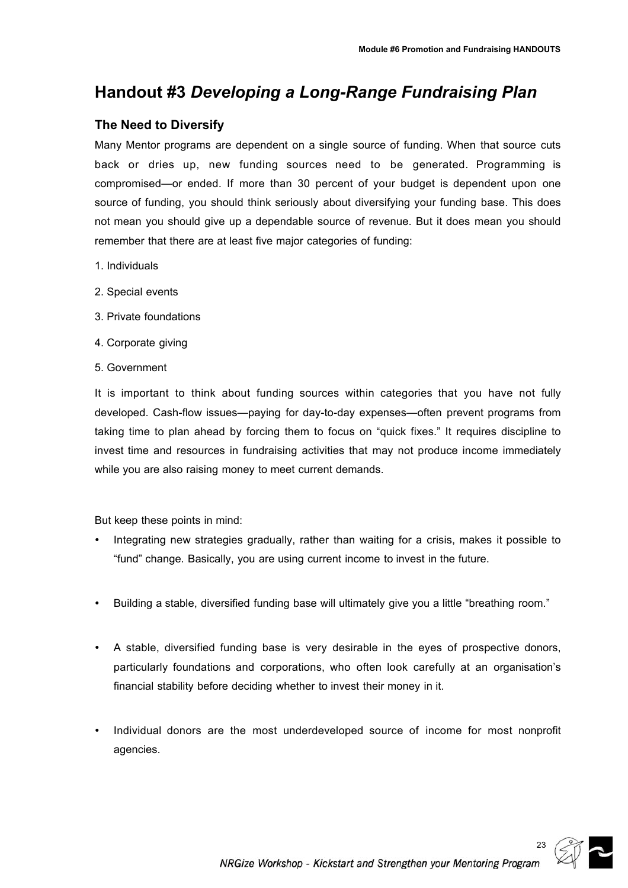# Handout #3 *Developing a Long-Range Fundraising Plan*

### The Need to Diversify

Many Mentor programs are dependent on a single source of funding. When that source cuts back or dries up, new funding sources need to be generated. Programming is compromised—or ended. If more than 30 percent of your budget is dependent upon one source of funding, you should think seriously about diversifying your funding base. This does not mean you should give up a dependable source of revenue. But it does mean you should remember that there are at least five major categories of funding:

1. Individuals
2. Special events
3. Private foundations
4. Corporate giving
5. Government

It is important to think about funding sources within categories that you have not fully developed. Cash-flow issues—paying for day-to-day expenses—often prevent programs from taking time to plan ahead by forcing them to focus on "quick fixes." It requires discipline to invest time and resources in fundraising activities that may not produce income immediately while you are also raising money to meet current demands.

But keep these points in mind:

- Integrating new strategies gradually, rather than waiting for a crisis, makes it possible to "fund" change. Basically, you are using current income to invest in the future.
- Building a stable, diversified funding base will ultimately give you a little "breathing room."
- A stable, diversified funding base is very desirable in the eyes of prospective donors, particularly foundations and corporations, who often look carefully at an organisation's financial stability before deciding whether to invest their money in it.
- Individual donors are the most underdeveloped source of income for most nonprofit agencies.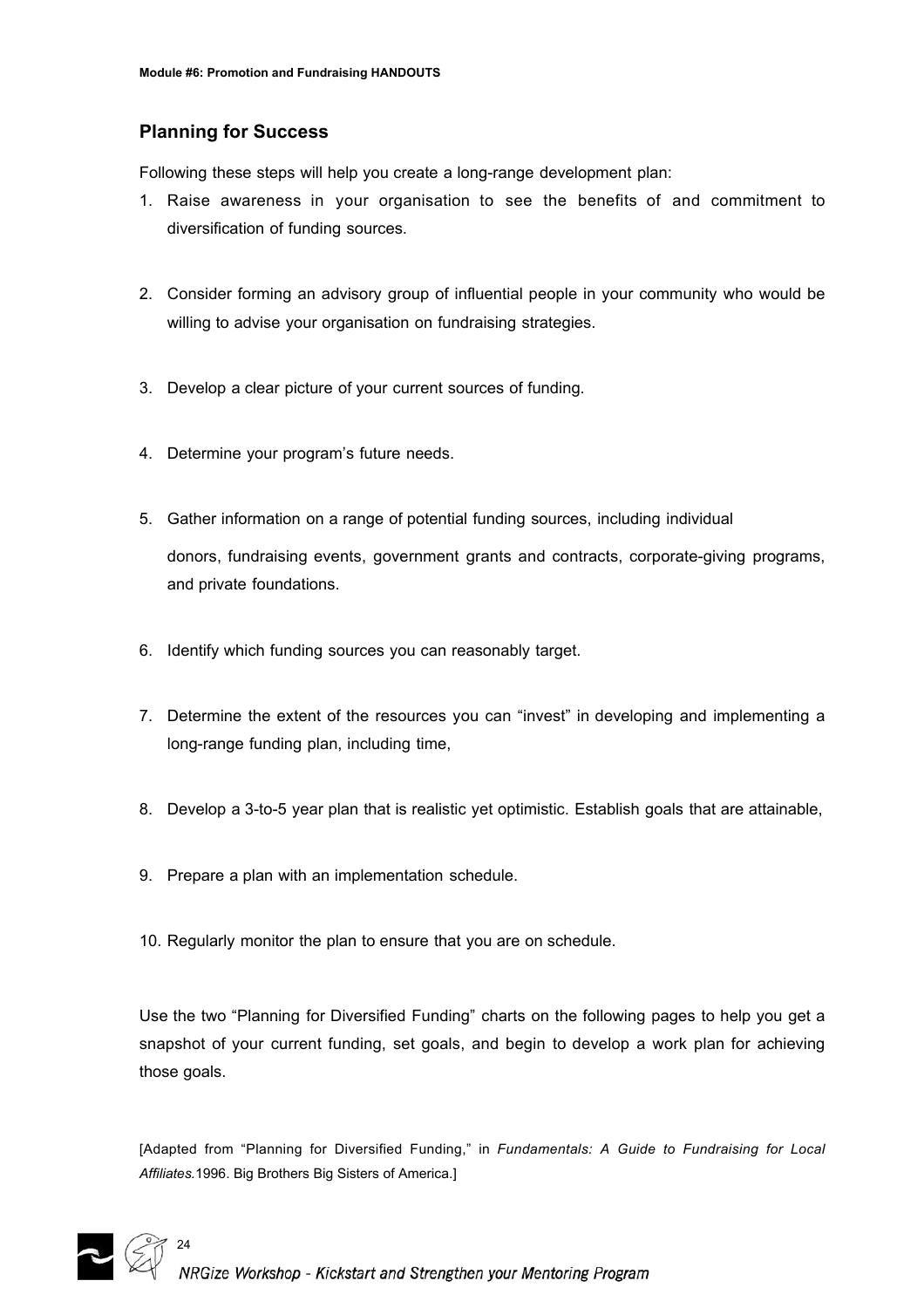## Planning for Success

Following these steps will help you create a long-range development plan:

1. Raise awareness in your organisation to see the benefits of and commitment to diversification of funding sources.

2. Consider forming an advisory group of influential people in your community who would be willing to advise your organisation on fundraising strategies.

3. Develop a clear picture of your current sources of funding.

4. Determine your program's future needs.

5. Gather information on a range of potential funding sources, including individual donors, fundraising events, government grants and contracts, corporate-giving programs, and private foundations.

6. Identify which funding sources you can reasonably target.

7. Determine the extent of the resources you can "invest" in developing and implementing a long-range funding plan, including time,

8. Develop a 3-to-5 year plan that is realistic yet optimistic. Establish goals that are attainable,

9. Prepare a plan with an implementation schedule.

10. Regularly monitor the plan to ensure that you are on schedule.

Use the two "Planning for Diversified Funding" charts on the following pages to help you get a snapshot of your current funding, set goals, and begin to develop a work plan for achieving those goals.

[Adapted from "Planning for Diversified Funding," in *Fundamentals: A Guide to Fundraising for Local Affiliates.*1996. Big Brothers Big Sisters of America.]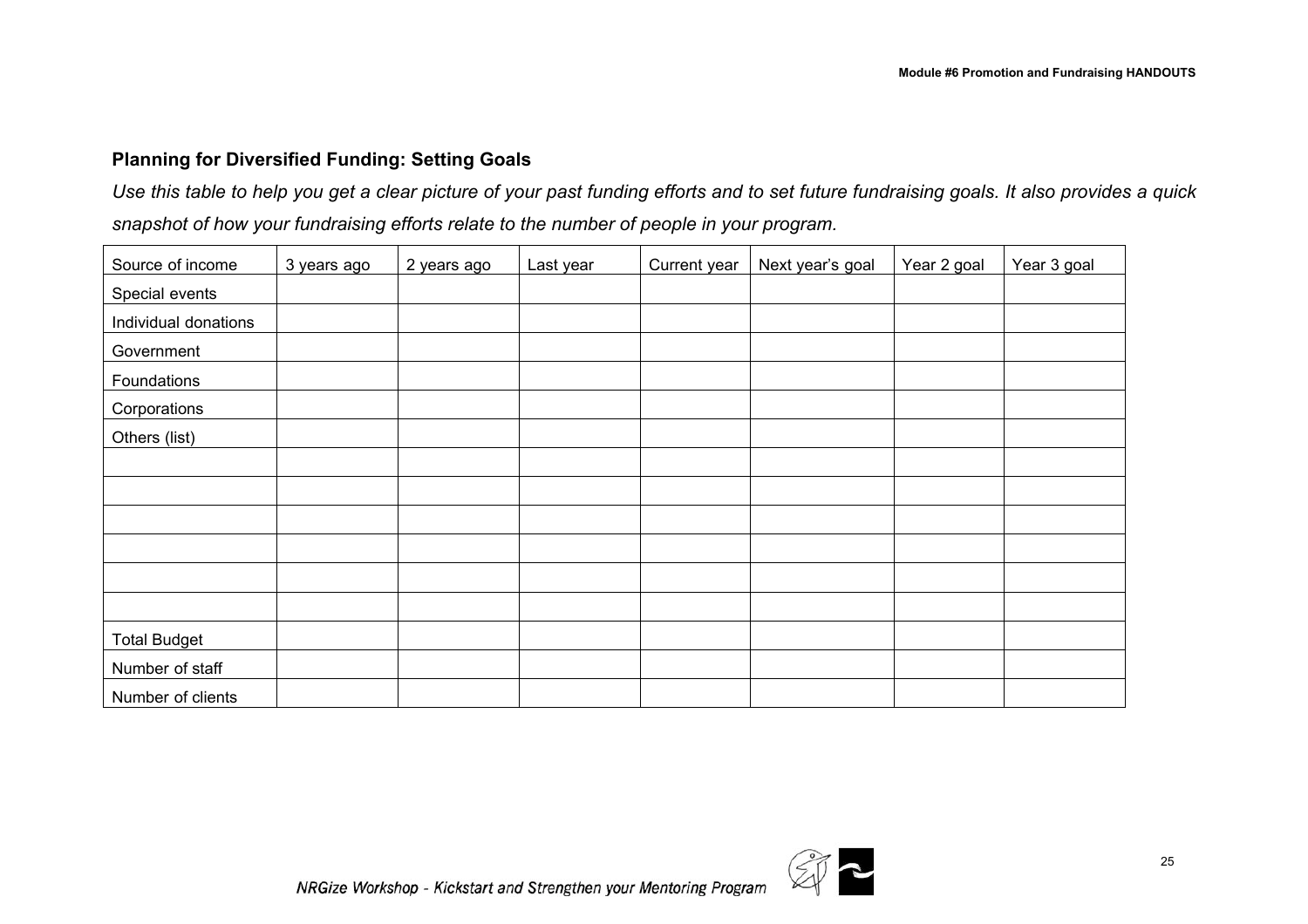### Planning for Diversified Funding: Setting Goals

*Use this table to help you get a clear picture of your past funding efforts and to set future fundraising goals. It also provides a quick snapshot of how your fundraising efforts relate to the number of people in your program.*

| Source of income | 3 years ago | 2 years ago | Last year | Current year | Next year's goal | Year 2 goal | Year 3 goal |
|---|---|---|---|---|---|---|---|
| Special events | | | | | | | |
| Individual donations | | | | | | | |
| Government | | | | | | | |
| Foundations | | | | | | | |
| Corporations | | | | | | | |
| Others (list) | | | | | | | |
| | | | | | | | |
| | | | | | | | |
| | | | | | | | |
| | | | | | | | |
| | | | | | | | |
| | | | | | | | |
| Total Budget | | | | | | | |
| Number of staff | | | | | | | |
| Number of clients | | | | | | | |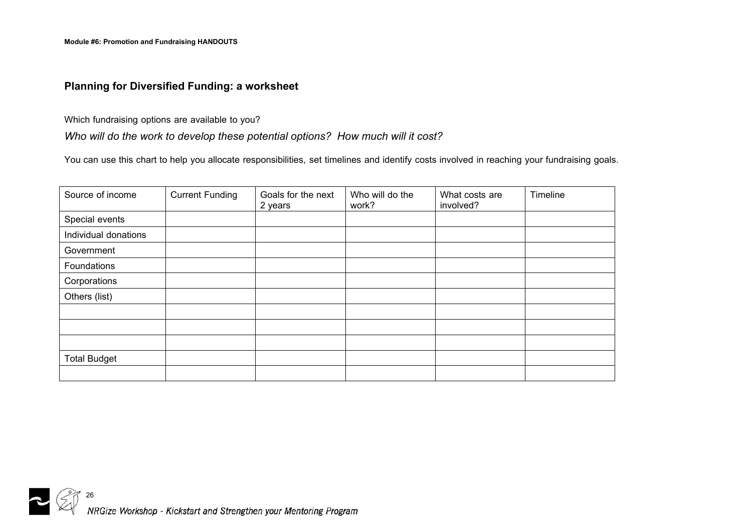## Planning for Diversified Funding: a worksheet

Which fundraising options are available to you?

*Who will do the work to develop these potential options? How much will it cost?*

You can use this chart to help you allocate responsibilities, set timelines and identify costs involved in reaching your fundraising goals.

| Source of income | Current Funding | Goals for the next 2 years | Who will do the work? | What costs are involved? | Timeline |
|---|---|---|---|---|---|
| Special events | | | | | |
| Individual donations | | | | | |
| Government | | | | | |
| Foundations | | | | | |
| Corporations | | | | | |
| Others (list) | | | | | |
| | | | | | |
| | | | | | |
| | | | | | |
| Total Budget | | | | | |
| | | | | | |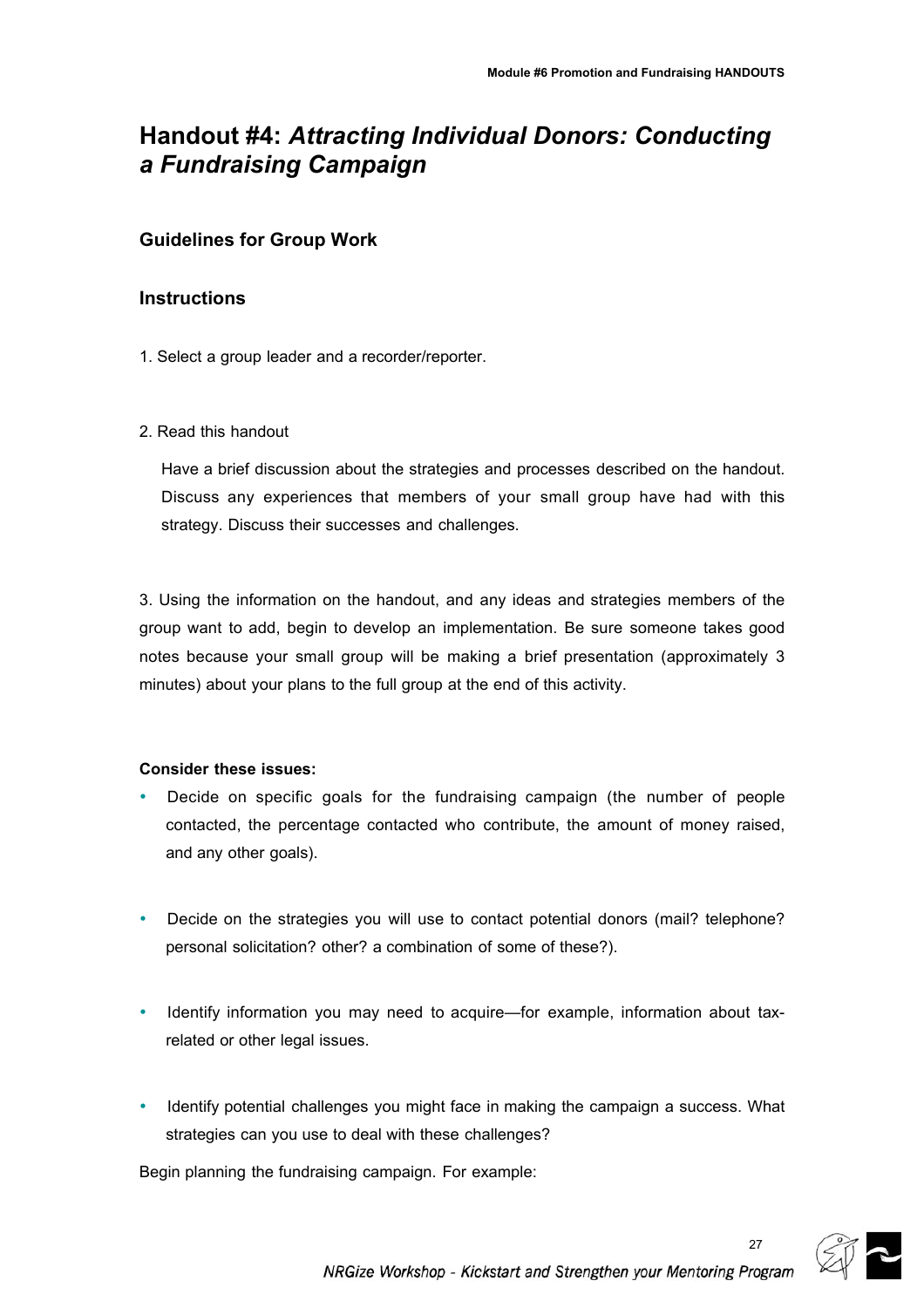# Handout #4: *Attracting Individual Donors: Conducting a Fundraising Campaign*

## Guidelines for Group Work

## Instructions

1. Select a group leader and a recorder/reporter.

2. Read this handout

   Have a brief discussion about the strategies and processes described on the handout. Discuss any experiences that members of your small group have had with this strategy. Discuss their successes and challenges.

3. Using the information on the handout, and any ideas and strategies members of the group want to add, begin to develop an implementation. Be sure someone takes good notes because your small group will be making a brief presentation (approximately 3 minutes) about your plans to the full group at the end of this activity.

**Consider these issues:**

- Decide on specific goals for the fundraising campaign (the number of people contacted, the percentage contacted who contribute, the amount of money raised, and any other goals).
- Decide on the strategies you will use to contact potential donors (mail? telephone? personal solicitation? other? a combination of some of these?).
- Identify information you may need to acquire—for example, information about tax-related or other legal issues.
- Identify potential challenges you might face in making the campaign a success. What strategies can you use to deal with these challenges?

Begin planning the fundraising campaign. For example: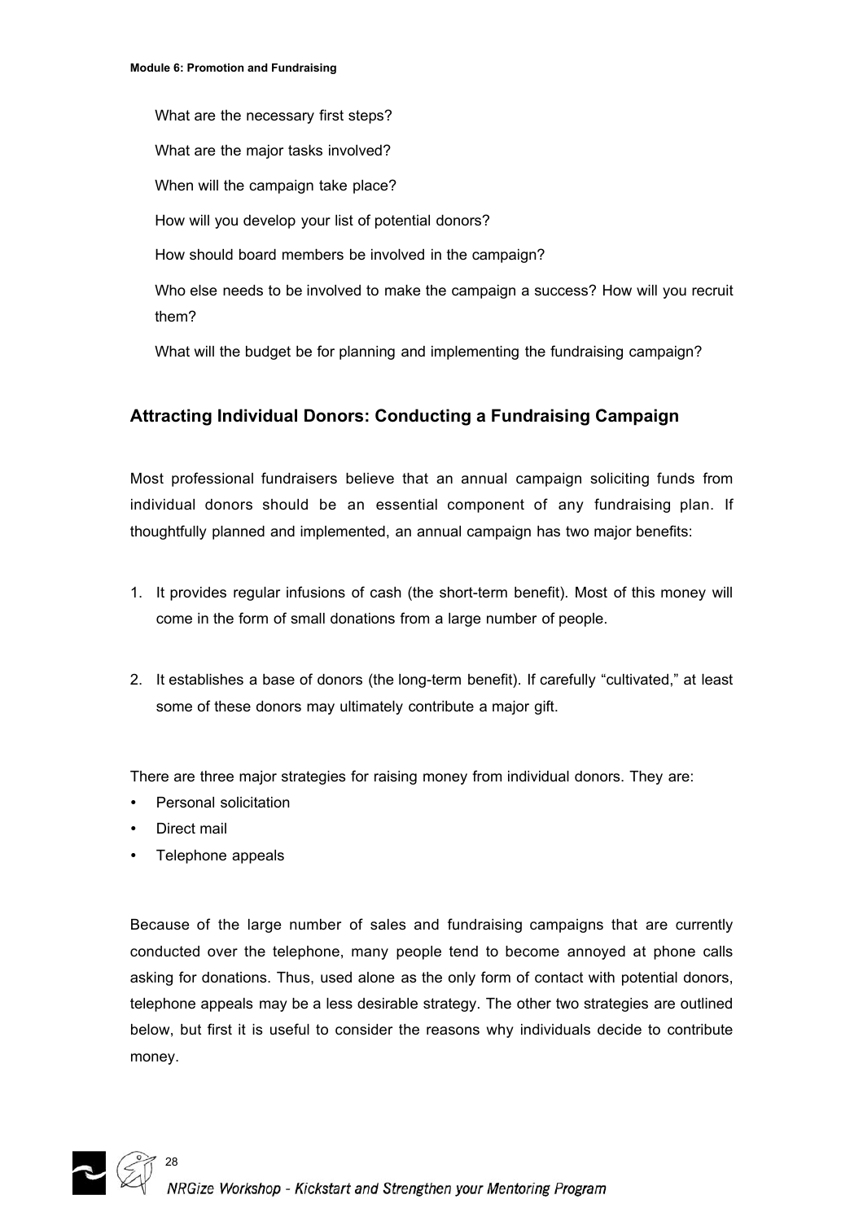What are the necessary first steps?

What are the major tasks involved?

When will the campaign take place?

How will you develop your list of potential donors?

How should board members be involved in the campaign?

Who else needs to be involved to make the campaign a success? How will you recruit them?

What will the budget be for planning and implementing the fundraising campaign?

## Attracting Individual Donors: Conducting a Fundraising Campaign

Most professional fundraisers believe that an annual campaign soliciting funds from individual donors should be an essential component of any fundraising plan. If thoughtfully planned and implemented, an annual campaign has two major benefits:

1. It provides regular infusions of cash (the short-term benefit). Most of this money will come in the form of small donations from a large number of people.

2. It establishes a base of donors (the long-term benefit). If carefully "cultivated," at least some of these donors may ultimately contribute a major gift.

There are three major strategies for raising money from individual donors. They are:

- Personal solicitation
- Direct mail
- Telephone appeals

Because of the large number of sales and fundraising campaigns that are currently conducted over the telephone, many people tend to become annoyed at phone calls asking for donations. Thus, used alone as the only form of contact with potential donors, telephone appeals may be a less desirable strategy. The other two strategies are outlined below, but first it is useful to consider the reasons why individuals decide to contribute money.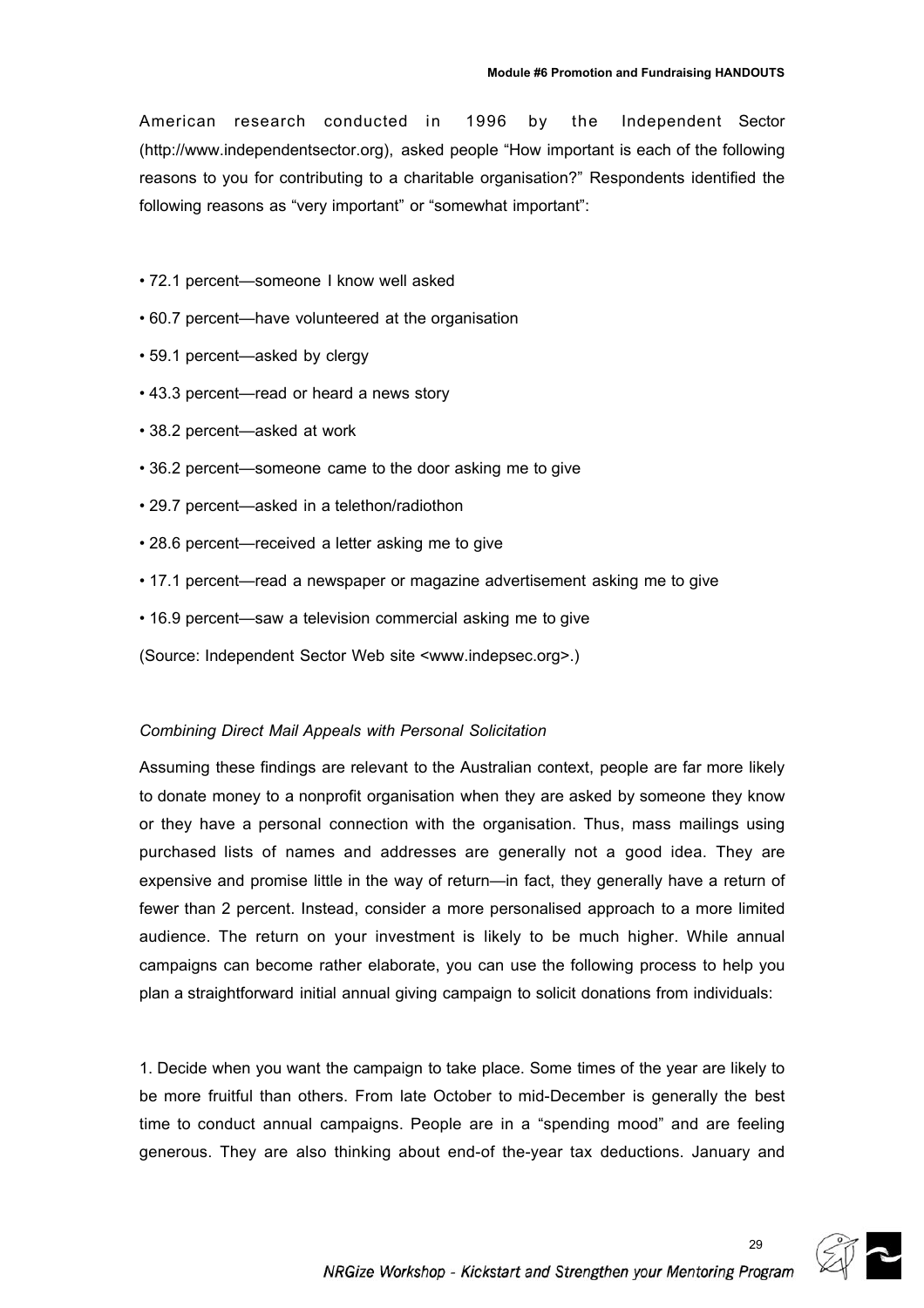American research conducted in 1996 by the Independent Sector (http://www.independentsector.org), asked people "How important is each of the following reasons to you for contributing to a charitable organisation?" Respondents identified the following reasons as "very important" or "somewhat important":

- 72.1 percent—someone I know well asked
- 60.7 percent—have volunteered at the organisation
- 59.1 percent—asked by clergy
- 43.3 percent—read or heard a news story
- 38.2 percent—asked at work
- 36.2 percent—someone came to the door asking me to give
- 29.7 percent—asked in a telethon/radiothon
- 28.6 percent—received a letter asking me to give
- 17.1 percent—read a newspaper or magazine advertisement asking me to give
- 16.9 percent—saw a television commercial asking me to give

(Source: Independent Sector Web site <www.indepsec.org>.)

*Combining Direct Mail Appeals with Personal Solicitation*

Assuming these findings are relevant to the Australian context, people are far more likely to donate money to a nonprofit organisation when they are asked by someone they know or they have a personal connection with the organisation. Thus, mass mailings using purchased lists of names and addresses are generally not a good idea. They are expensive and promise little in the way of return—in fact, they generally have a return of fewer than 2 percent. Instead, consider a more personalised approach to a more limited audience. The return on your investment is likely to be much higher. While annual campaigns can become rather elaborate, you can use the following process to help you plan a straightforward initial annual giving campaign to solicit donations from individuals:

1. Decide when you want the campaign to take place. Some times of the year are likely to be more fruitful than others. From late October to mid-December is generally the best time to conduct annual campaigns. People are in a "spending mood" and are feeling generous. They are also thinking about end-of the-year tax deductions. January and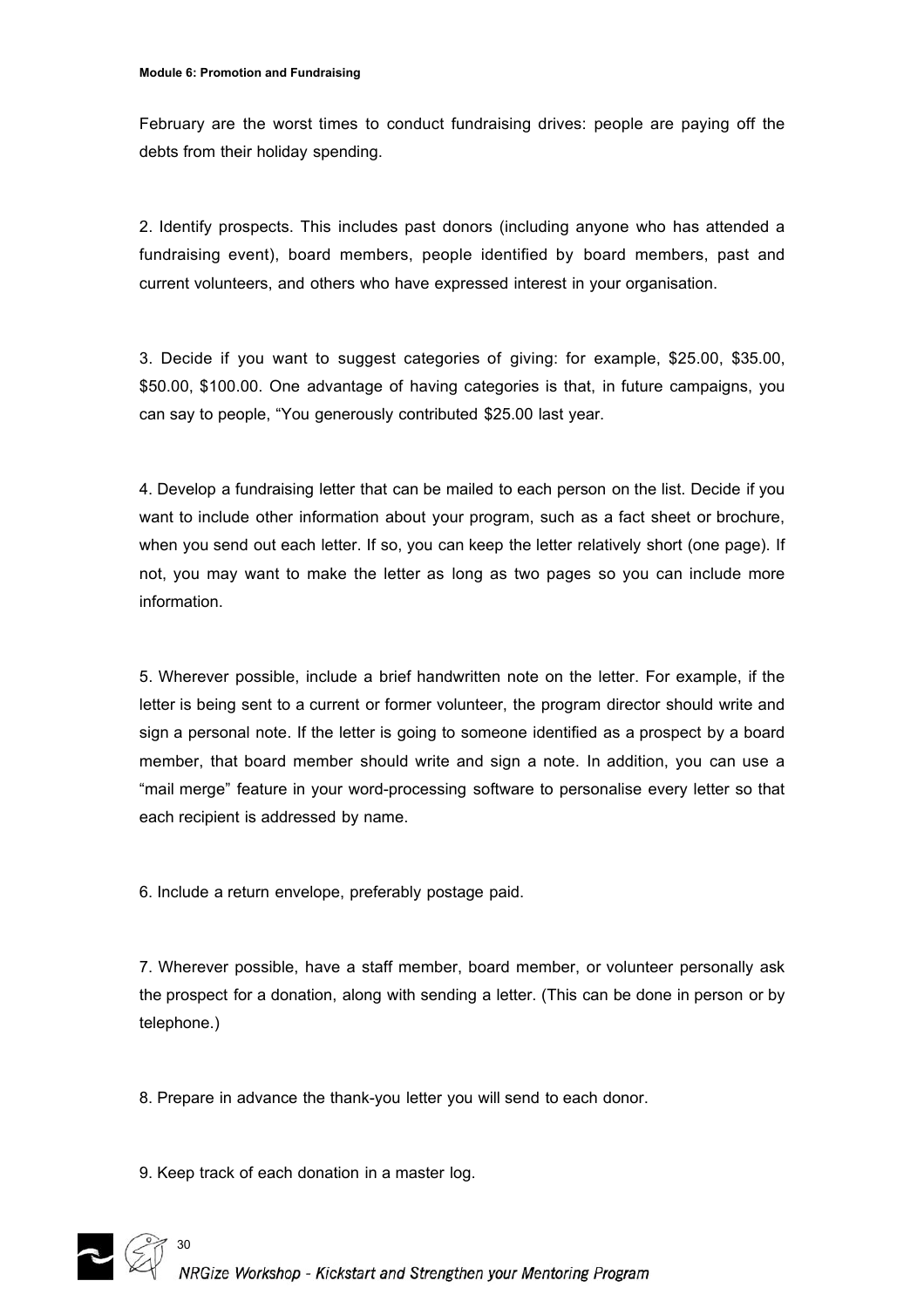February are the worst times to conduct fundraising drives: people are paying off the debts from their holiday spending.

2. Identify prospects. This includes past donors (including anyone who has attended a fundraising event), board members, people identified by board members, past and current volunteers, and others who have expressed interest in your organisation.

3. Decide if you want to suggest categories of giving: for example, $25.00, $35.00, $50.00, $100.00. One advantage of having categories is that, in future campaigns, you can say to people, "You generously contributed $25.00 last year.

4. Develop a fundraising letter that can be mailed to each person on the list. Decide if you want to include other information about your program, such as a fact sheet or brochure, when you send out each letter. If so, you can keep the letter relatively short (one page). If not, you may want to make the letter as long as two pages so you can include more information.

5. Wherever possible, include a brief handwritten note on the letter. For example, if the letter is being sent to a current or former volunteer, the program director should write and sign a personal note. If the letter is going to someone identified as a prospect by a board member, that board member should write and sign a note. In addition, you can use a "mail merge" feature in your word-processing software to personalise every letter so that each recipient is addressed by name.

6. Include a return envelope, preferably postage paid.

7. Wherever possible, have a staff member, board member, or volunteer personally ask the prospect for a donation, along with sending a letter. (This can be done in person or by telephone.)

8. Prepare in advance the thank-you letter you will send to each donor.

9. Keep track of each donation in a master log.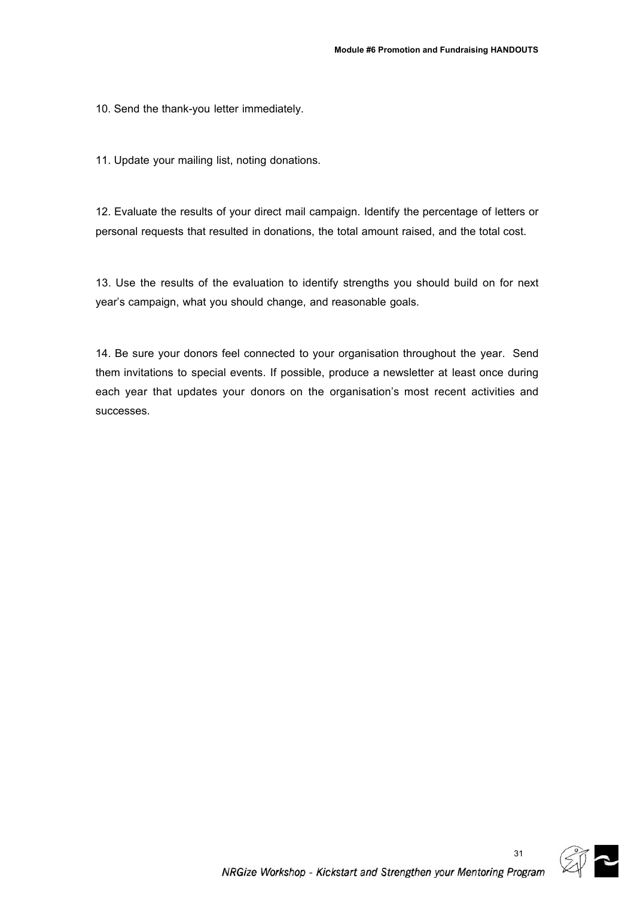10. Send the thank-you letter immediately.

11. Update your mailing list, noting donations.

12. Evaluate the results of your direct mail campaign. Identify the percentage of letters or personal requests that resulted in donations, the total amount raised, and the total cost.

13. Use the results of the evaluation to identify strengths you should build on for next year's campaign, what you should change, and reasonable goals.

14. Be sure your donors feel connected to your organisation throughout the year. Send them invitations to special events. If possible, produce a newsletter at least once during each year that updates your donors on the organisation's most recent activities and successes.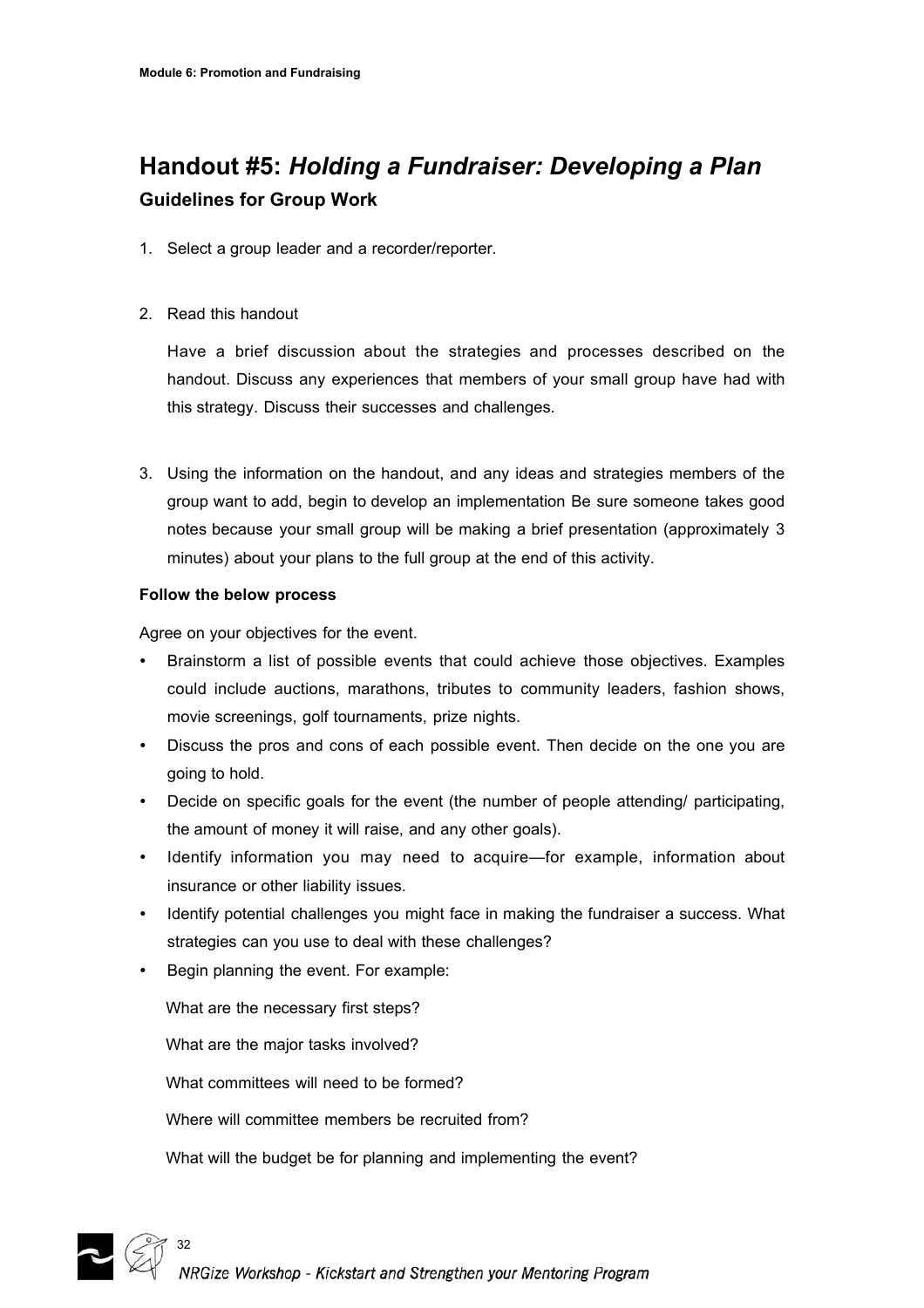# Handout #5: *Holding a Fundraiser: Developing a Plan*

## Guidelines for Group Work

1. Select a group leader and a recorder/reporter.

2. Read this handout

   Have a brief discussion about the strategies and processes described on the handout. Discuss any experiences that members of your small group have had with this strategy. Discuss their successes and challenges.

3. Using the information on the handout, and any ideas and strategies members of the group want to add, begin to develop an implementation Be sure someone takes good notes because your small group will be making a brief presentation (approximately 3 minutes) about your plans to the full group at the end of this activity.

**Follow the below process**

Agree on your objectives for the event.

- Brainstorm a list of possible events that could achieve those objectives. Examples could include auctions, marathons, tributes to community leaders, fashion shows, movie screenings, golf tournaments, prize nights.
- Discuss the pros and cons of each possible event. Then decide on the one you are going to hold.
- Decide on specific goals for the event (the number of people attending/ participating, the amount of money it will raise, and any other goals).
- Identify information you may need to acquire—for example, information about insurance or other liability issues.
- Identify potential challenges you might face in making the fundraiser a success. What strategies can you use to deal with these challenges?
- Begin planning the event. For example:

  What are the necessary first steps?

  What are the major tasks involved?

  What committees will need to be formed?

  Where will committee members be recruited from?

  What will the budget be for planning and implementing the event?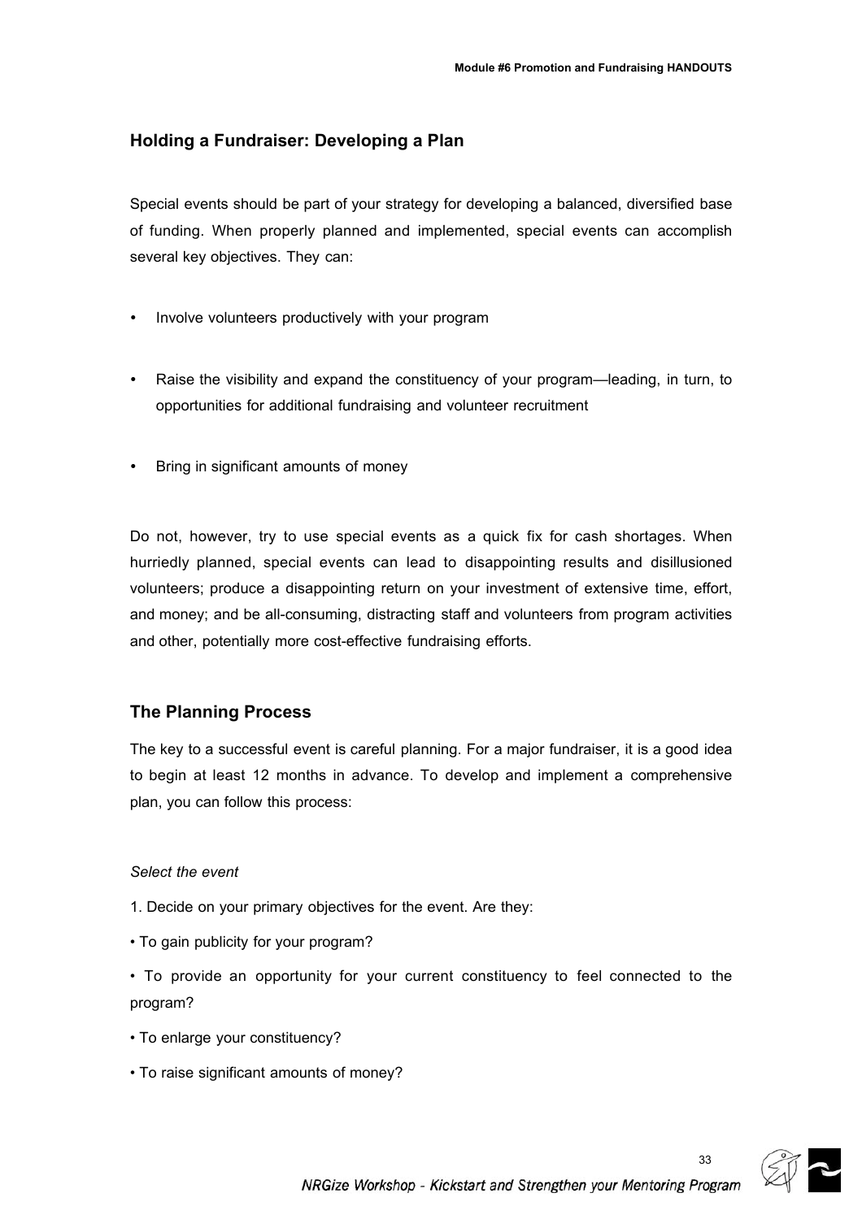## Holding a Fundraiser: Developing a Plan

Special events should be part of your strategy for developing a balanced, diversified base of funding. When properly planned and implemented, special events can accomplish several key objectives. They can:

- Involve volunteers productively with your program
- Raise the visibility and expand the constituency of your program—leading, in turn, to opportunities for additional fundraising and volunteer recruitment
- Bring in significant amounts of money

Do not, however, try to use special events as a quick fix for cash shortages. When hurriedly planned, special events can lead to disappointing results and disillusioned volunteers; produce a disappointing return on your investment of extensive time, effort, and money; and be all-consuming, distracting staff and volunteers from program activities and other, potentially more cost-effective fundraising efforts.

## The Planning Process

The key to a successful event is careful planning. For a major fundraiser, it is a good idea to begin at least 12 months in advance. To develop and implement a comprehensive plan, you can follow this process:

*Select the event*

1. Decide on your primary objectives for the event. Are they:

• To gain publicity for your program?

• To provide an opportunity for your current constituency to feel connected to the program?

• To enlarge your constituency?

• To raise significant amounts of money?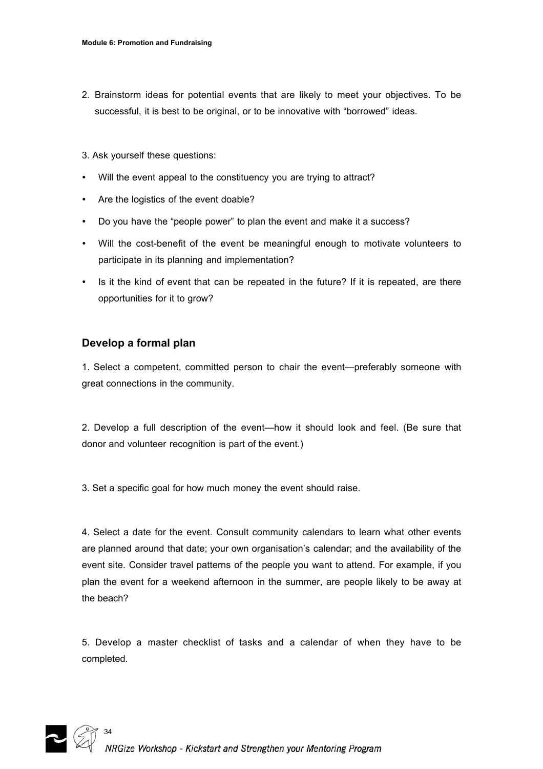2. Brainstorm ideas for potential events that are likely to meet your objectives. To be successful, it is best to be original, or to be innovative with "borrowed" ideas.

3. Ask yourself these questions:

- Will the event appeal to the constituency you are trying to attract?
- Are the logistics of the event doable?
- Do you have the "people power" to plan the event and make it a success?
- Will the cost-benefit of the event be meaningful enough to motivate volunteers to participate in its planning and implementation?
- Is it the kind of event that can be repeated in the future? If it is repeated, are there opportunities for it to grow?

## Develop a formal plan

1. Select a competent, committed person to chair the event—preferably someone with great connections in the community.

2. Develop a full description of the event—how it should look and feel. (Be sure that donor and volunteer recognition is part of the event.)

3. Set a specific goal for how much money the event should raise.

4. Select a date for the event. Consult community calendars to learn what other events are planned around that date; your own organisation's calendar; and the availability of the event site. Consider travel patterns of the people you want to attend. For example, if you plan the event for a weekend afternoon in the summer, are people likely to be away at the beach?

5. Develop a master checklist of tasks and a calendar of when they have to be completed.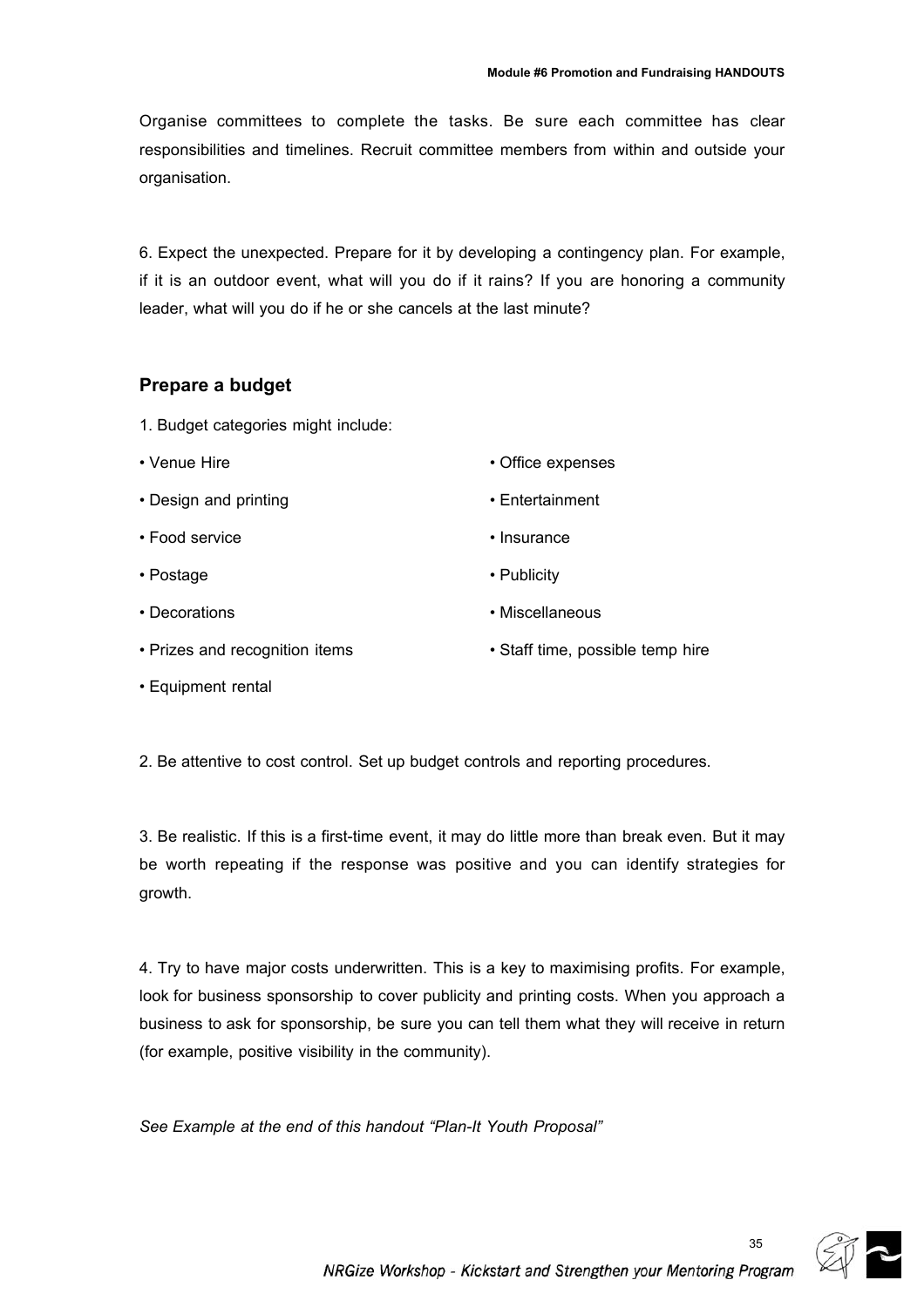Organise committees to complete the tasks. Be sure each committee has clear responsibilities and timelines. Recruit committee members from within and outside your organisation.

6. Expect the unexpected. Prepare for it by developing a contingency plan. For example, if it is an outdoor event, what will you do if it rains? If you are honoring a community leader, what will you do if he or she cancels at the last minute?

### Prepare a budget

1. Budget categories might include:

- Venue Hire
- Design and printing
- Food service
- Postage
- Decorations
- Prizes and recognition items
- Equipment rental
- Office expenses
- Entertainment
- Insurance
- Publicity
- Miscellaneous
- Staff time, possible temp hire

2. Be attentive to cost control. Set up budget controls and reporting procedures.

3. Be realistic. If this is a first-time event, it may do little more than break even. But it may be worth repeating if the response was positive and you can identify strategies for growth.

4. Try to have major costs underwritten. This is a key to maximising profits. For example, look for business sponsorship to cover publicity and printing costs. When you approach a business to ask for sponsorship, be sure you can tell them what they will receive in return (for example, positive visibility in the community).

*See Example at the end of this handout "Plan-It Youth Proposal"*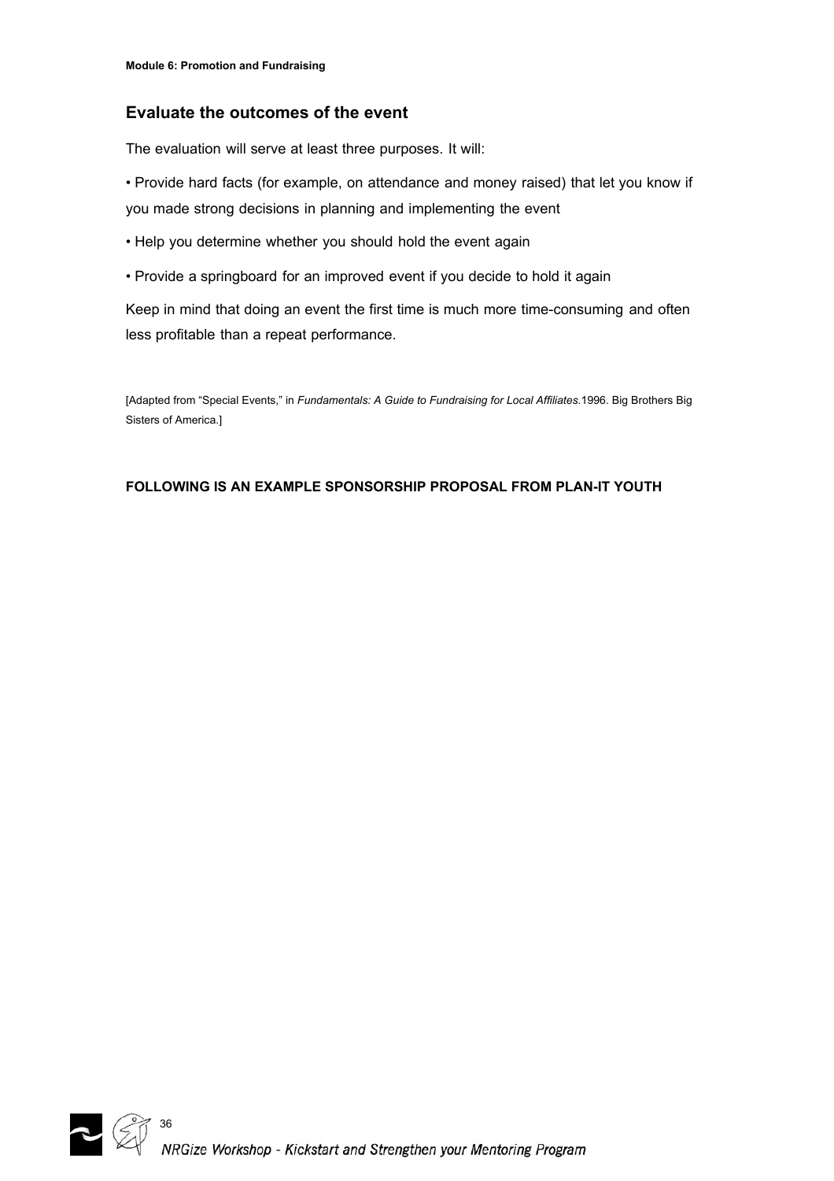## Evaluate the outcomes of the event

The evaluation will serve at least three purposes. It will:

- Provide hard facts (for example, on attendance and money raised) that let you know if you made strong decisions in planning and implementing the event
- Help you determine whether you should hold the event again
- Provide a springboard for an improved event if you decide to hold it again

Keep in mind that doing an event the first time is much more time-consuming and often less profitable than a repeat performance.

[Adapted from "Special Events," in *Fundamentals: A Guide to Fundraising for Local Affiliates.*1996. Big Brothers Big Sisters of America.]

**FOLLOWING IS AN EXAMPLE SPONSORSHIP PROPOSAL FROM PLAN-IT YOUTH**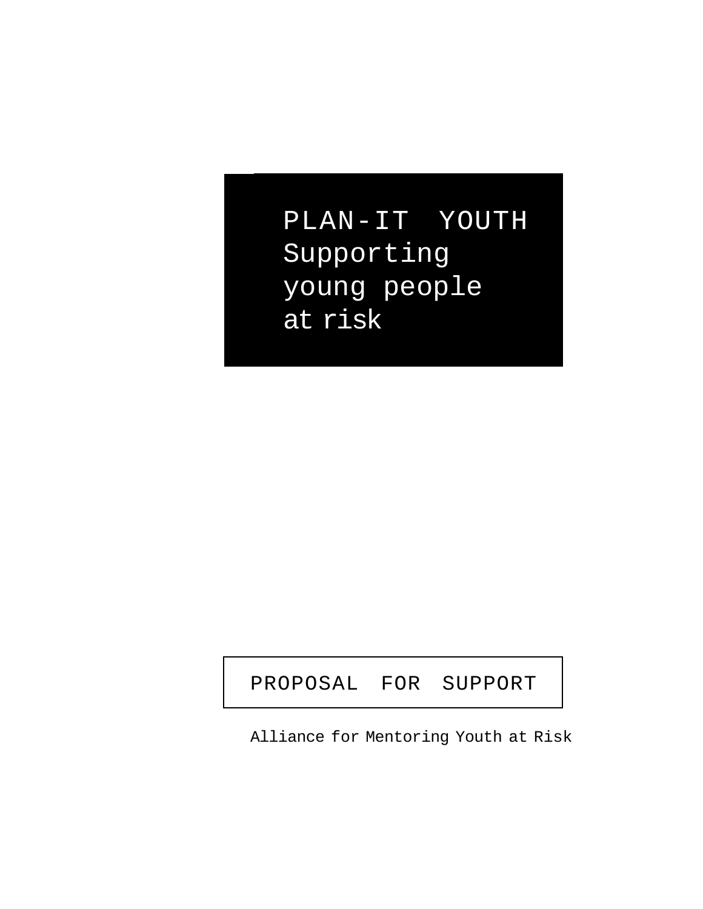# PLAN-IT YOUTH
## Supporting young people at risk

PROPOSAL FOR SUPPORT

Alliance for Mentoring Youth at Risk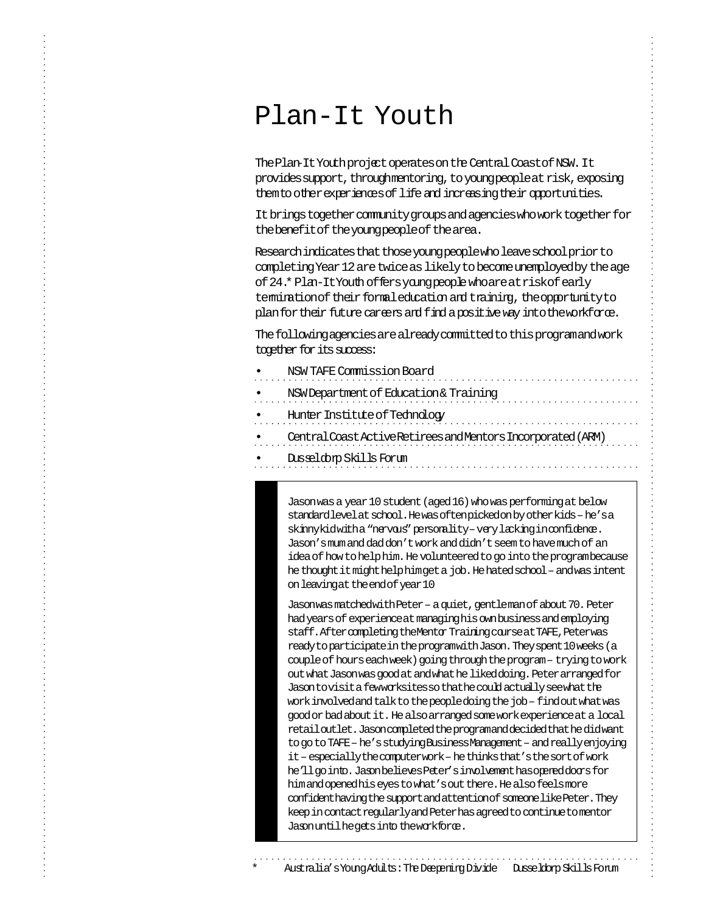# Plan-It Youth

The Plan-It Youth project operates on the Central Coast of NSW. It provides support, through mentoring, to young people at risk, exposing them to other experiences of life and increasing their opportunities.

It brings together community groups and agencies who work together for the benefit of the young people of the area.

Research indicates that those young people who leave school prior to completing Year 12 are twice as likely to become unemployed by the age of 24.* Plan-It Youth offers young people who are at risk of early termination of their formal education and training, the opportunity to plan for their future careers and find a positive way into the workforce.

The following agencies are already committed to this program and work together for its success:

- NSW TAFE Commission Board
- NSW Department of Education & Training
- Hunter Institute of Technology
- Central Coast Active Retirees and Mentors Incorporated (ARM)
- Dusseldorp Skills Forum

Jason was a year 10 student (aged 16) who was performing at below standard level at school. He was often picked on by other kids – he's a skinny kid with a "nervous" personality – very lacking in confidence. Jason's mum and dad don't work and didn't seem to have much of an idea of how to help him. He volunteered to go into the program because he thought it might help him get a job. He hated school – and was intent on leaving at the end of year 10

Jason was matched with Peter – a quiet, gentle man of about 70. Peter had years of experience at managing his own business and employing staff. After completing the Mentor Training course at TAFE, Peter was ready to participate in the program with Jason. They spent 10 weeks (a couple of hours each week) going through the program – trying to work out what Jason was good at and what he liked doing. Peter arranged for Jason to visit a few worksites so that he could actually see what the work involved and talk to the people doing the job – find out what was good or bad about it. He also arranged some work experience at a local retail outlet. Jason completed the program and decided that he did want to go to TAFE – he's studying Business Management – and really enjoying it – especially the computer work – he thinks that's the sort of work he'll go into. Jason believes Peter's involvement has opened doors for him and opened his eyes to what's out there. He also feels more confident having the support and attention of someone like Peter. They keep in contact regularly and Peter has agreed to continue to mentor Jason until he gets into the workforce.

\* Australia's Young Adults: The Deepening Divide Dusseldorp Skills Forum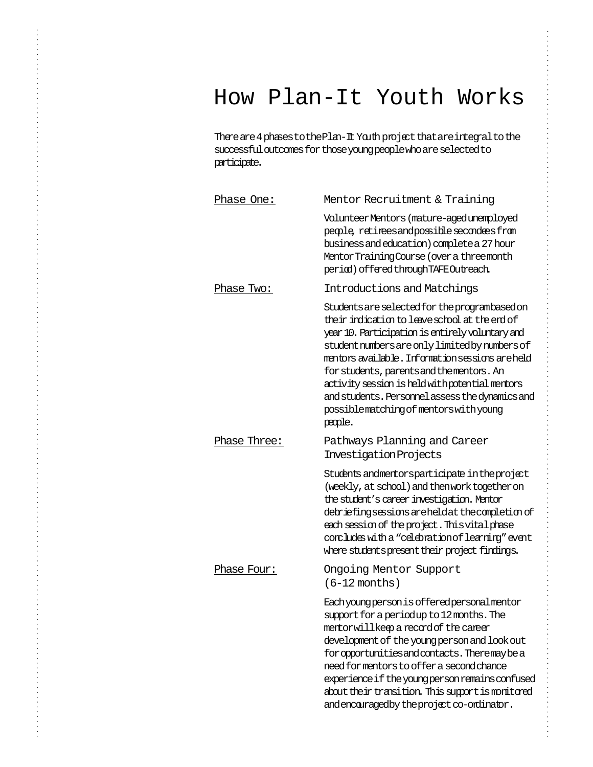# How Plan-It Youth Works

There are 4 phases to the Plan-It Youth project that are integral to the successful outcomes for those young people who are selected to participate.

**Phase One:** Mentor Recruitment & Training

Volunteer Mentors (mature-aged unemployed people, retirees and possible secondees from business and education) complete a 27 hour Mentor Training Course (over a three month period) offered through TAFE Outreach.

**Phase Two:** Introductions and Matchings

Students are selected for the program based on their indication to leave school at the end of year 10. Participation is entirely voluntary and student numbers are only limited by numbers of mentors available. Information sessions are held for students, parents and the mentors. An activity session is held with potential mentors and students. Personnel assess the dynamics and possible matching of mentors with young people.

**Phase Three:** Pathways Planning and Career Investigation Projects

Students and mentors participate in the project (weekly, at school) and then work together on the student's career investigation. Mentor debriefing sessions are held at the completion of each session of the project. This vital phase concludes with a "celebration of learning" event where students present their project findings.

**Phase Four:** Ongoing Mentor Support (6-12 months)

Each young person is offered personal mentor support for a period up to 12 months. The mentor will keep a record of the career development of the young person and look out for opportunities and contacts. There may be a need for mentors to offer a second chance experience if the young person remains confused about their transition. This support is monitored and encouraged by the project co-ordinator.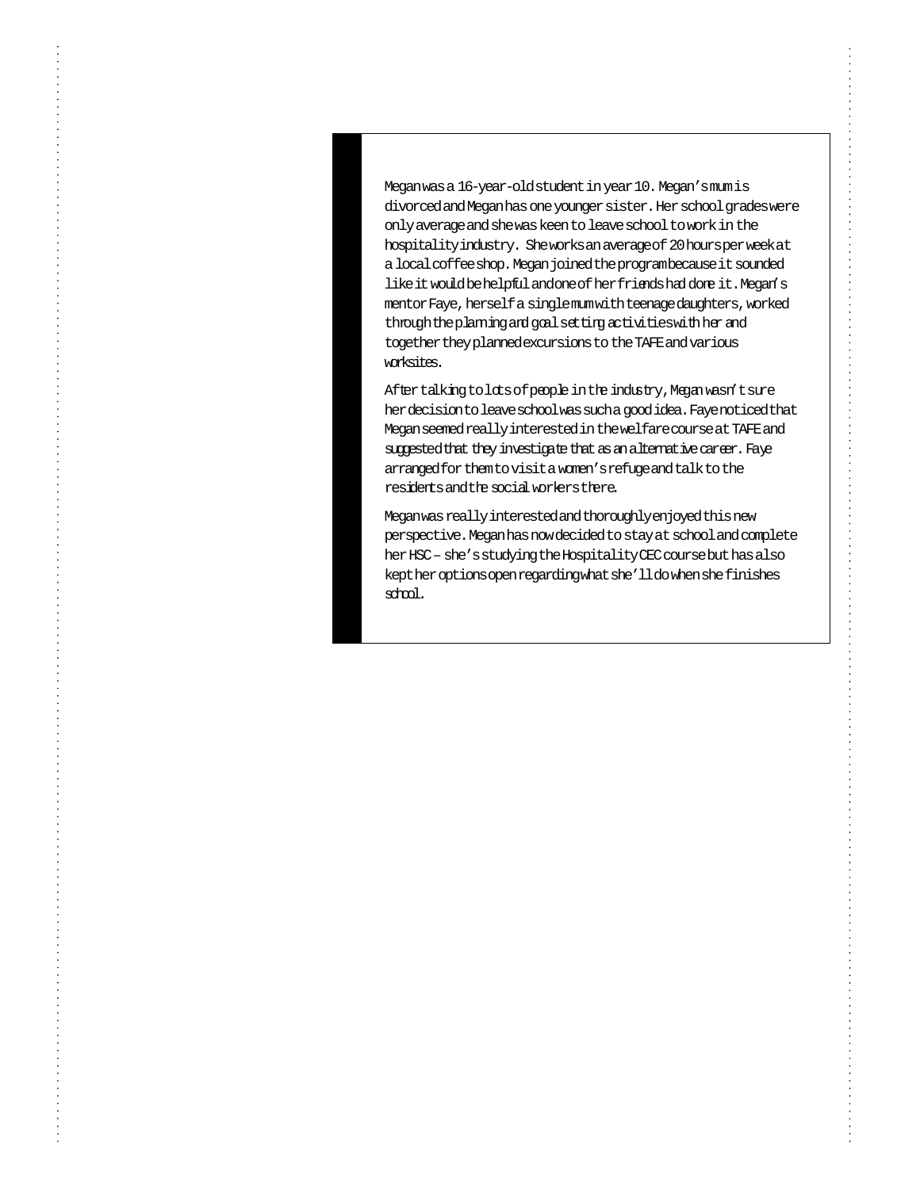Megan was a 16-year-old student in year 10. Megan's mum is divorced and Megan has one younger sister. Her school grades were only average and she was keen to leave school to work in the hospitality industry. She works an average of 20 hours per week at a local coffee shop. Megan joined the program because it sounded like it would be helpful and one of her friends had done it. Megan's mentor Faye, herself a single mum with teenage daughters, worked through the planning and goal setting activities with her and together they planned excursions to the TAFE and various worksites.

After talking to lots of people in the industry, Megan wasn't sure her decision to leave school was such a good idea. Faye noticed that Megan seemed really interested in the welfare course at TAFE and suggested that they investigate that as an alternative career. Faye arranged for them to visit a women's refuge and talk to the residents and the social workers there.

Megan was really interested and thoroughly enjoyed this new perspective. Megan has now decided to stay at school and complete her HSC – she's studying the Hospitality CEC course but has also kept her options open regarding what she'll do when she finishes school.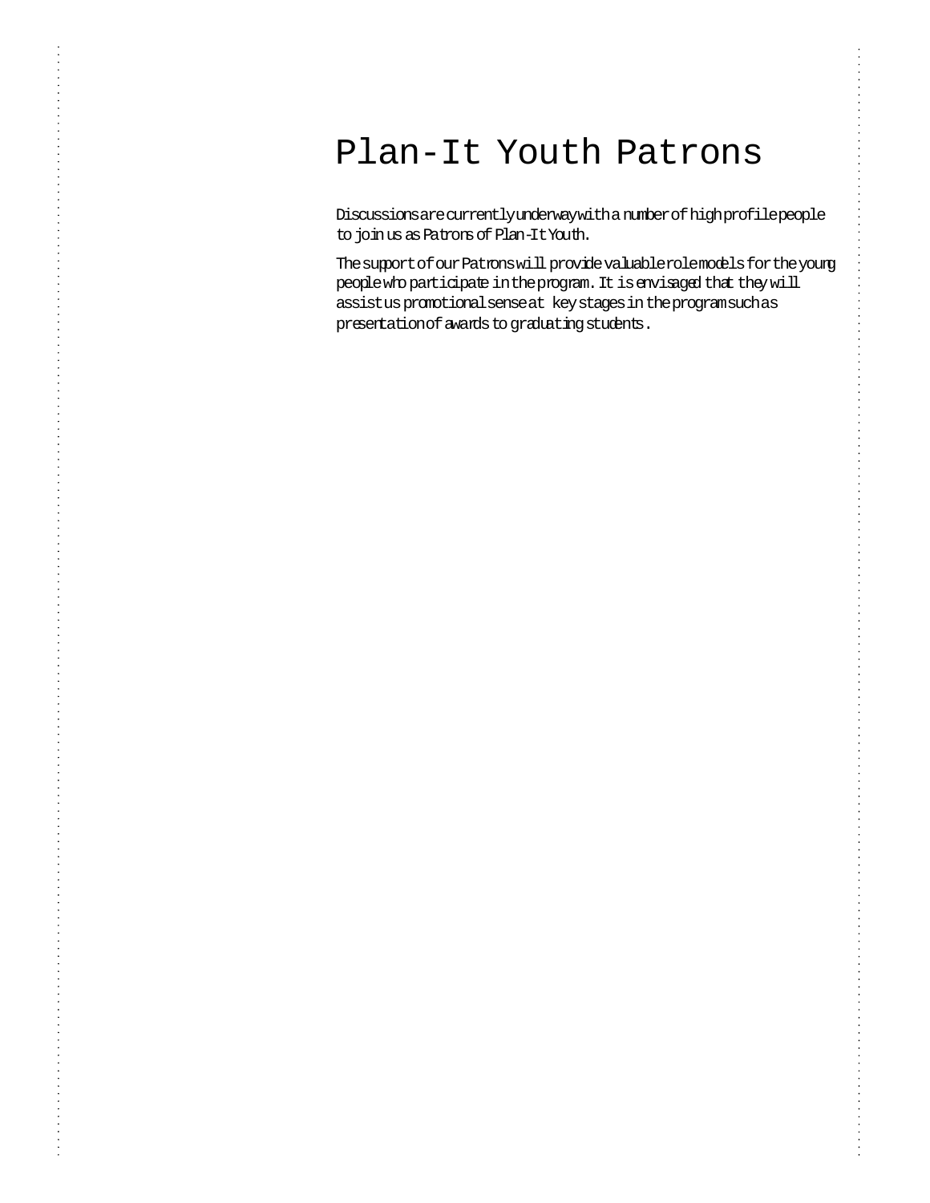# Plan-It Youth Patrons

Discussions are currently underway with a number of high profile people to join us as Patrons of Plan-It Youth.

The support of our Patrons will provide valuable role models for the young people who participate in the program. It is envisaged that they will assist us promotional sense at key stages in the program such as presentation of awards to graduating students.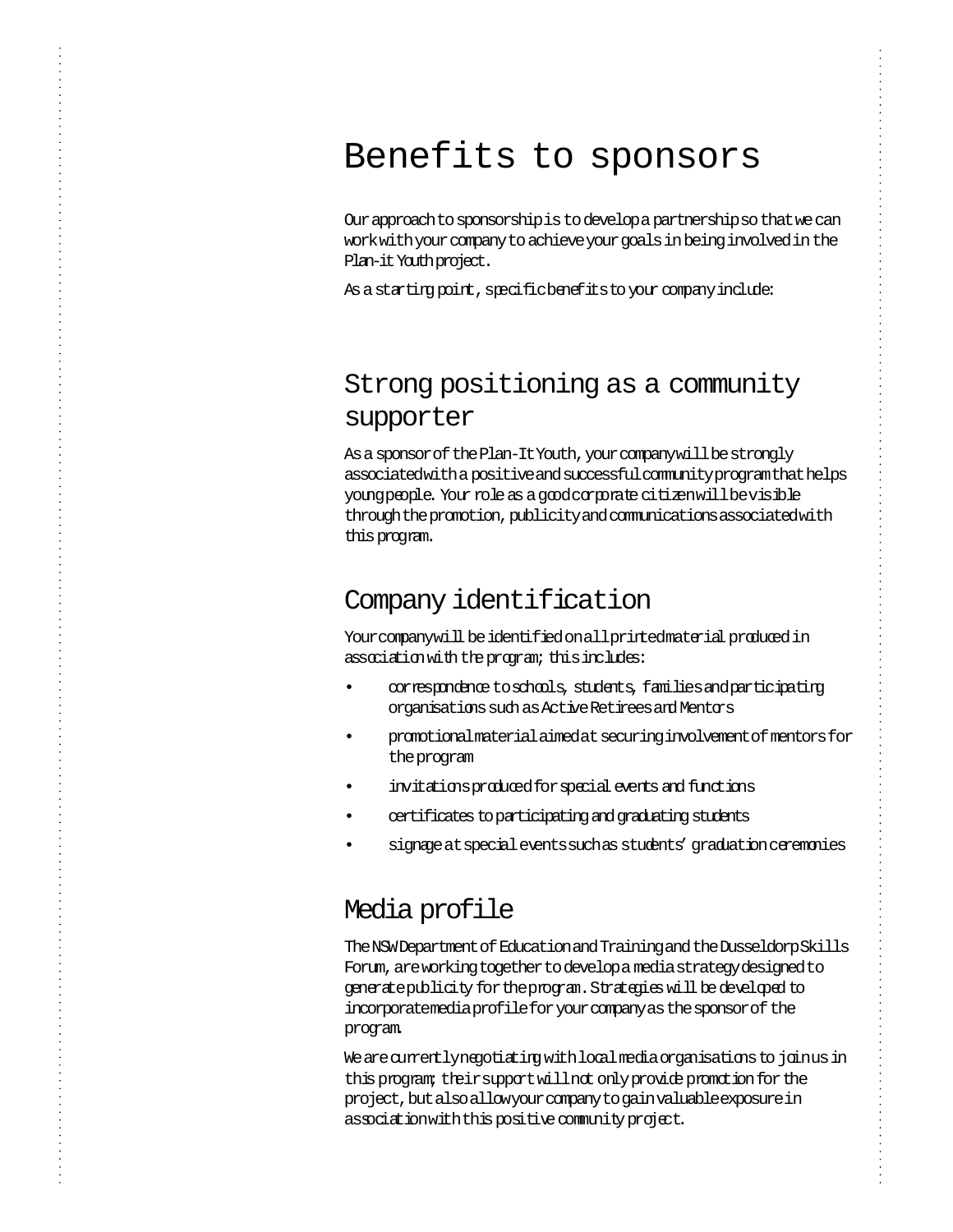# Benefits to sponsors

Our approach to sponsorship is to develop a partnership so that we can work with your company to achieve your goals in being involved in the Plan-it Youth project.

As a starting point, specific benefits to your company include:

## Strong positioning as a community supporter

As a sponsor of the Plan-It Youth, your company will be strongly associated with a positive and successful community program that helps young people. Your role as a good corporate citizen will be visible through the promotion, publicity and communications associated with this program.

## Company identification

Your company will be identified on all printed material produced in association with the program; this includes:

- correspondence to schools, students, families and participating organisations such as Active Retirees and Mentors
- promotional material aimed at securing involvement of mentors for the program
- invitations produced for special events and functions
- certificates to participating and graduating students
- signage at special events such as students' graduation ceremonies

## Media profile

The NSW Department of Education and Training and the Dusseldorp Skills Forum, are working together to develop a media strategy designed to generate publicity for the program. Strategies will be developed to incorporate media profile for your company as the sponsor of the program.

We are currently negotiating with local media organisations to join us in this program; their support will not only provide promotion for the project, but also allow your company to gain valuable exposure in association with this positive community project.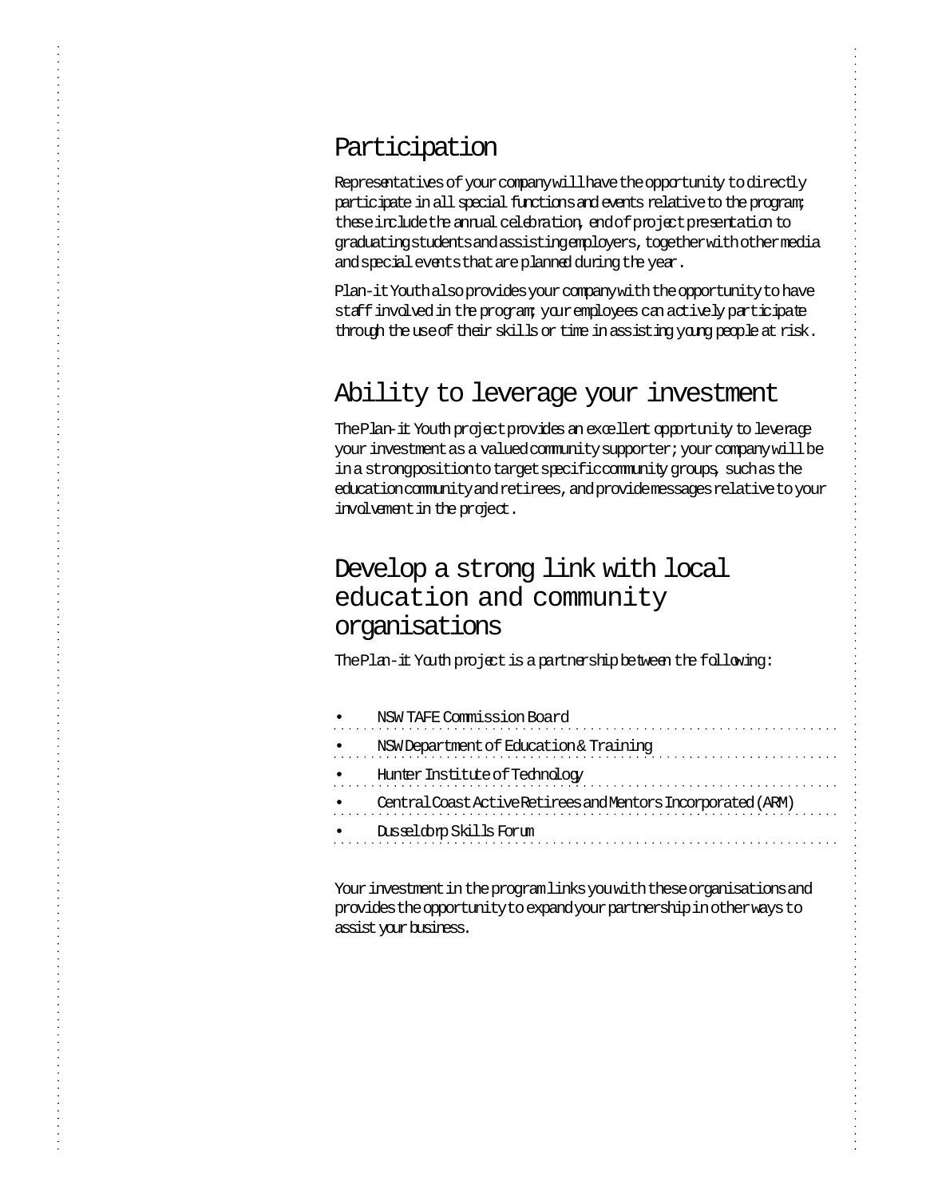## Participation

Representatives of your company will have the opportunity to directly participate in all special functions and events relative to the program; these include the annual celebration, end of project presentation to graduating students and assisting employers, together with other media and special events that are planned during the year.

Plan-it Youth also provides your company with the opportunity to have staff involved in the program; your employees can actively participate through the use of their skills or time in assisting young people at risk.

## Ability to leverage your investment

The Plan-it Youth project provides an excellent opportunity to leverage your investment as a valued community supporter; your company will be in a strong position to target specific community groups, such as the education community and retirees, and provide messages relative to your involvement in the project.

## Develop a strong link with local education and community organisations

The Plan-it Youth project is a partnership between the following:

- NSW TAFE Commission Board
- NSW Department of Education & Training
- Hunter Institute of Technology
- Central Coast Active Retirees and Mentors Incorporated (ARM)
- Dusseldorp Skills Forum

Your investment in the program links you with these organisations and provides the opportunity to expand your partnership in other ways to assist your business.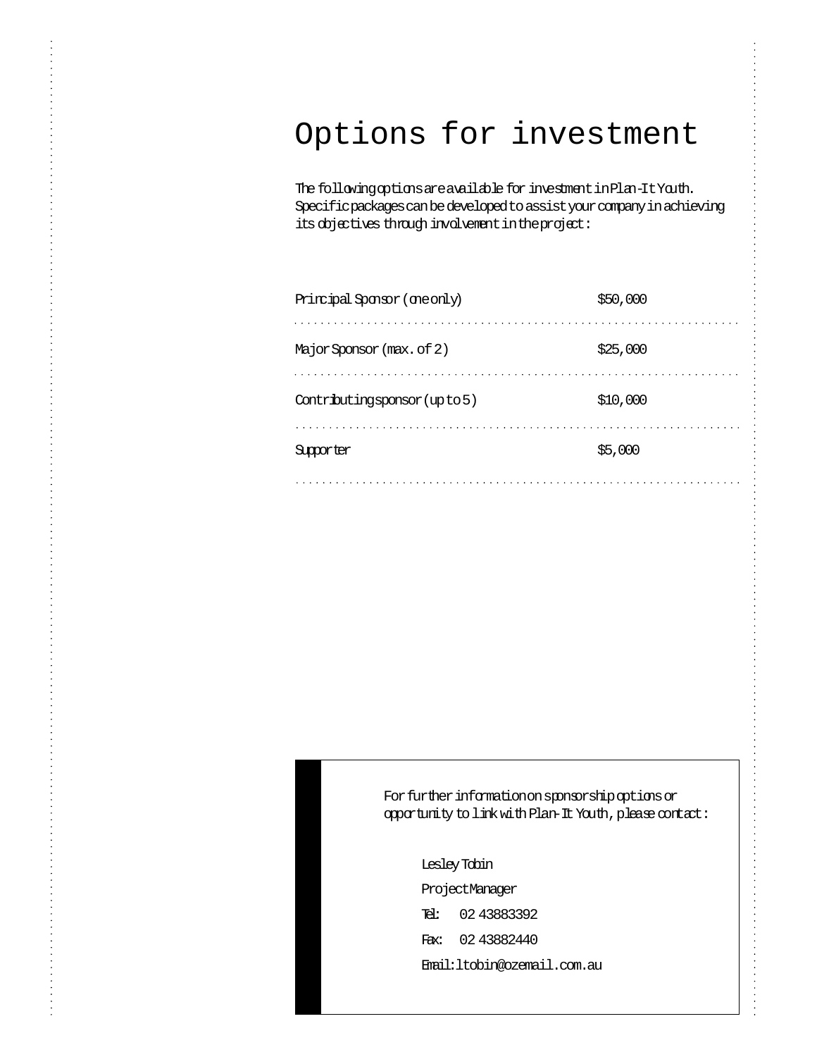# Options for investment

The following options are available for investment in Plan-It Youth. Specific packages can be developed to assist your company in achieving its objectives through involvement in the project:

| | |
|---|---|
| Principal Sponsor (one only) | $50,000 |
| Major Sponsor (max. of 2) | $25,000 |
| Contributing sponsor (up to 5) | $10,000 |
| Supporter | $5,000 |

For further information on sponsorship options or opportunity to link with Plan-It Youth, please contact:

Lesley Tobin
Project Manager
Tel: 02 43883392
Fax: 02 43882440
Email: ltobin@ozemail.com.au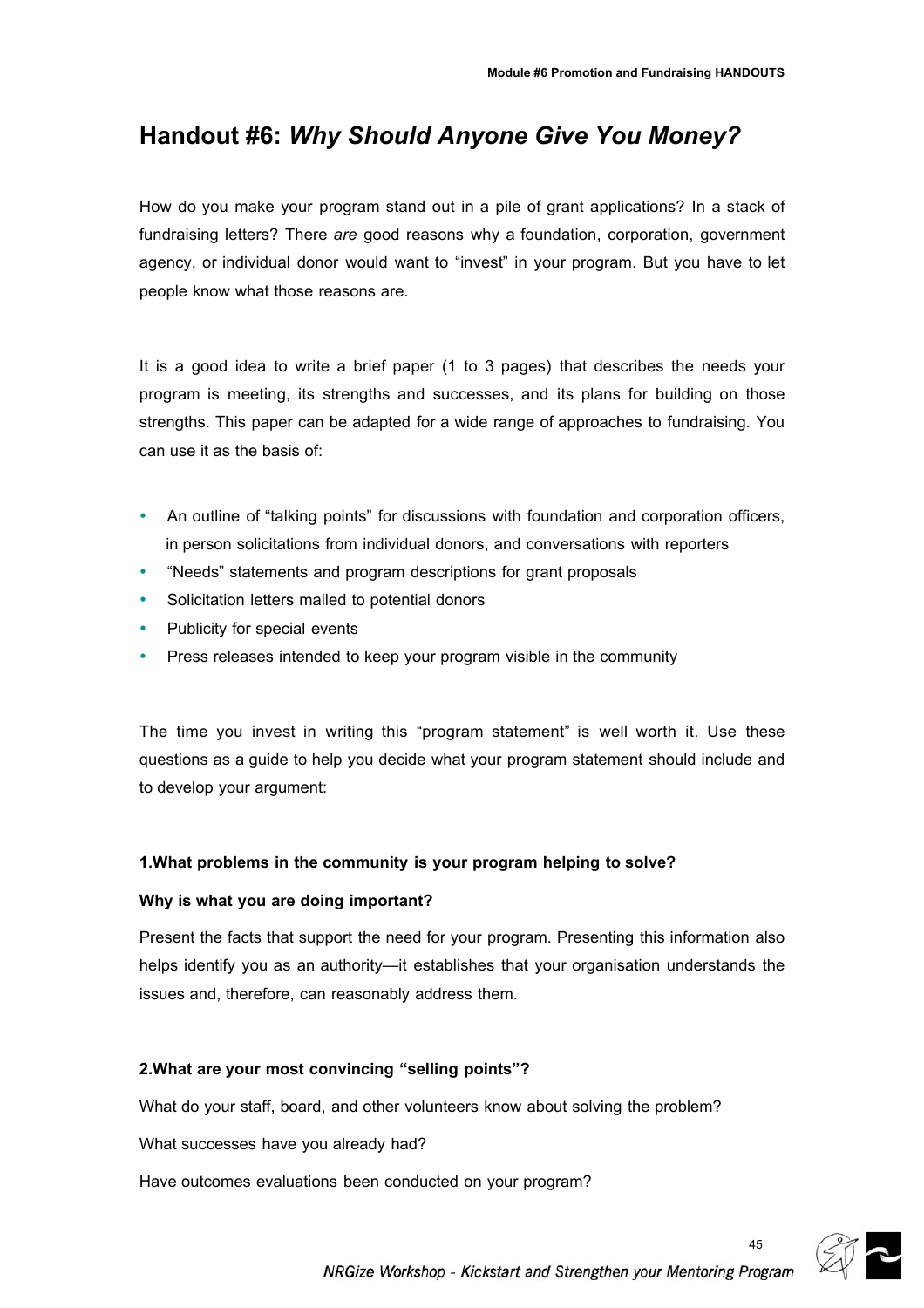## Handout #6: *Why Should Anyone Give You Money?*

How do you make your program stand out in a pile of grant applications? In a stack of fundraising letters? There *are* good reasons why a foundation, corporation, government agency, or individual donor would want to "invest" in your program. But you have to let people know what those reasons are.

It is a good idea to write a brief paper (1 to 3 pages) that describes the needs your program is meeting, its strengths and successes, and its plans for building on those strengths. This paper can be adapted for a wide range of approaches to fundraising. You can use it as the basis of:

- An outline of "talking points" for discussions with foundation and corporation officers, in person solicitations from individual donors, and conversations with reporters
- "Needs" statements and program descriptions for grant proposals
- Solicitation letters mailed to potential donors
- Publicity for special events
- Press releases intended to keep your program visible in the community

The time you invest in writing this "program statement" is well worth it. Use these questions as a guide to help you decide what your program statement should include and to develop your argument:

**1.What problems in the community is your program helping to solve?**

**Why is what you are doing important?**

Present the facts that support the need for your program. Presenting this information also helps identify you as an authority—it establishes that your organisation understands the issues and, therefore, can reasonably address them.

**2.What are your most convincing "selling points"?**

What do your staff, board, and other volunteers know about solving the problem?

What successes have you already had?

Have outcomes evaluations been conducted on your program?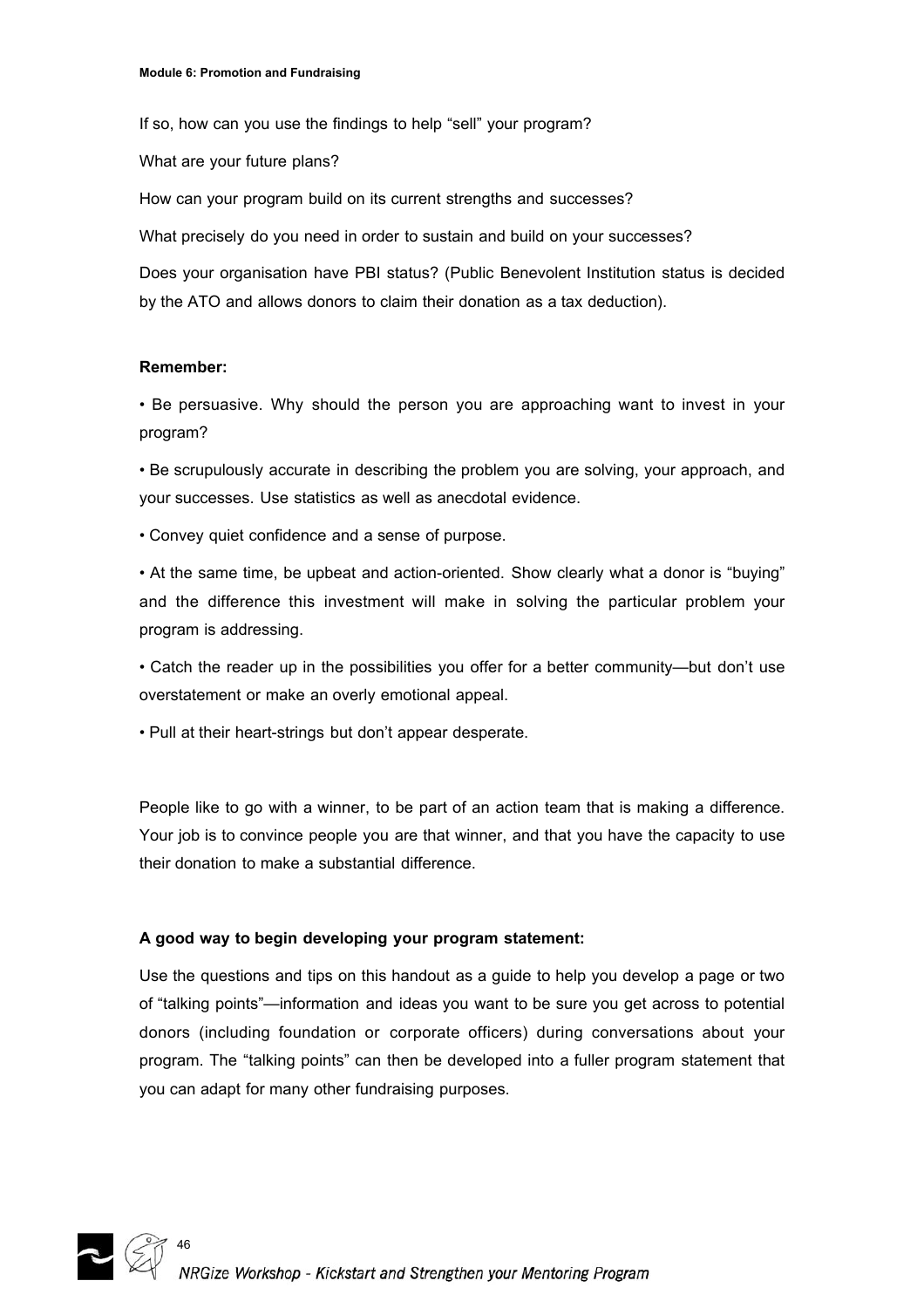If so, how can you use the findings to help "sell" your program?

What are your future plans?

How can your program build on its current strengths and successes?

What precisely do you need in order to sustain and build on your successes?

Does your organisation have PBI status? (Public Benevolent Institution status is decided by the ATO and allows donors to claim their donation as a tax deduction).

**Remember:**

• Be persuasive. Why should the person you are approaching want to invest in your program?

• Be scrupulously accurate in describing the problem you are solving, your approach, and your successes. Use statistics as well as anecdotal evidence.

• Convey quiet confidence and a sense of purpose.

• At the same time, be upbeat and action-oriented. Show clearly what a donor is "buying" and the difference this investment will make in solving the particular problem your program is addressing.

• Catch the reader up in the possibilities you offer for a better community—but don't use overstatement or make an overly emotional appeal.

• Pull at their heart-strings but don't appear desperate.

People like to go with a winner, to be part of an action team that is making a difference. Your job is to convince people you are that winner, and that you have the capacity to use their donation to make a substantial difference.

**A good way to begin developing your program statement:**

Use the questions and tips on this handout as a guide to help you develop a page or two of "talking points"—information and ideas you want to be sure you get across to potential donors (including foundation or corporate officers) during conversations about your program. The "talking points" can then be developed into a fuller program statement that you can adapt for many other fundraising purposes.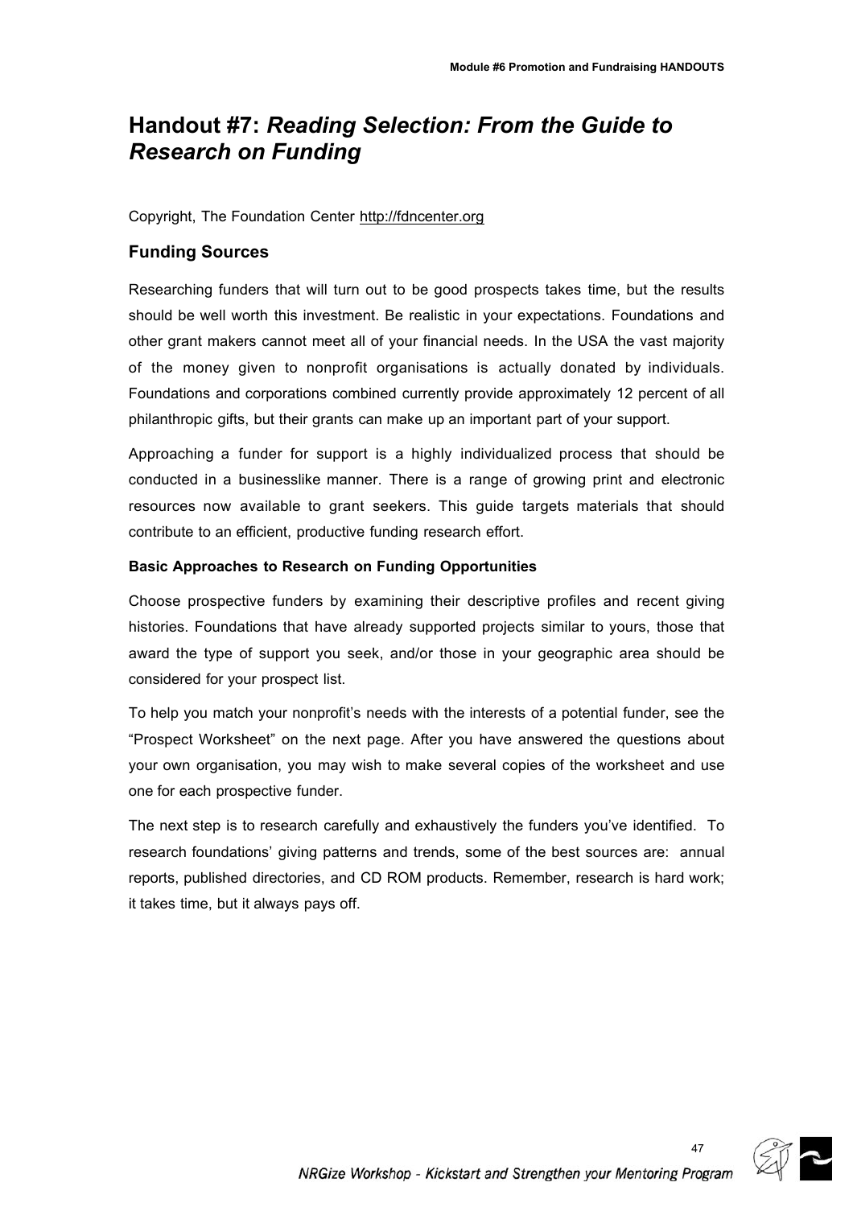# Handout #7: *Reading Selection: From the Guide to Research on Funding*

Copyright, The Foundation Center http://fdncenter.org

## Funding Sources

Researching funders that will turn out to be good prospects takes time, but the results should be well worth this investment. Be realistic in your expectations. Foundations and other grant makers cannot meet all of your financial needs. In the USA the vast majority of the money given to nonprofit organisations is actually donated by individuals. Foundations and corporations combined currently provide approximately 12 percent of all philanthropic gifts, but their grants can make up an important part of your support.

Approaching a funder for support is a highly individualized process that should be conducted in a businesslike manner. There is a range of growing print and electronic resources now available to grant seekers. This guide targets materials that should contribute to an efficient, productive funding research effort.

### Basic Approaches to Research on Funding Opportunities

Choose prospective funders by examining their descriptive profiles and recent giving histories. Foundations that have already supported projects similar to yours, those that award the type of support you seek, and/or those in your geographic area should be considered for your prospect list.

To help you match your nonprofit's needs with the interests of a potential funder, see the "Prospect Worksheet" on the next page. After you have answered the questions about your own organisation, you may wish to make several copies of the worksheet and use one for each prospective funder.

The next step is to research carefully and exhaustively the funders you've identified. To research foundations' giving patterns and trends, some of the best sources are: annual reports, published directories, and CD ROM products. Remember, research is hard work; it takes time, but it always pays off.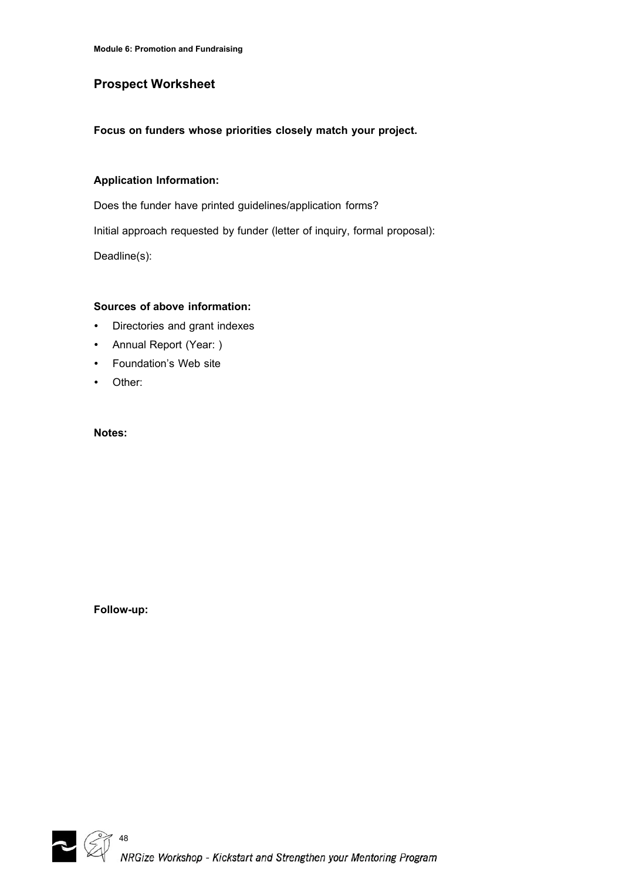## Prospect Worksheet

**Focus on funders whose priorities closely match your project.**

**Application Information:**

Does the funder have printed guidelines/application forms?

Initial approach requested by funder (letter of inquiry, formal proposal):

Deadline(s):

**Sources of above information:**

- Directories and grant indexes
- Annual Report (Year: )
- Foundation's Web site
- Other:

**Notes:**

**Follow-up:**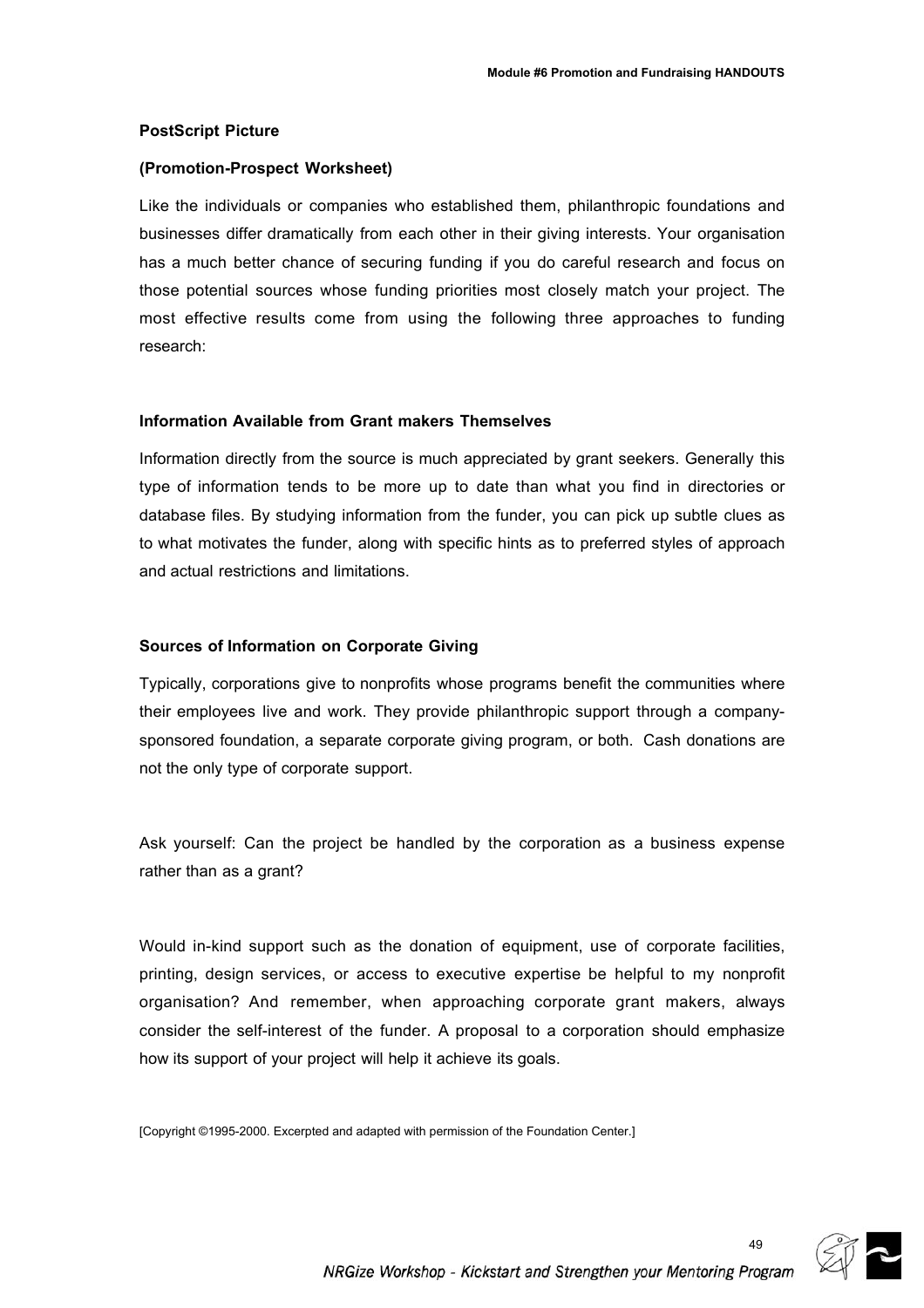**PostScript Picture**

**(Promotion-Prospect Worksheet)**

Like the individuals or companies who established them, philanthropic foundations and businesses differ dramatically from each other in their giving interests. Your organisation has a much better chance of securing funding if you do careful research and focus on those potential sources whose funding priorities most closely match your project. The most effective results come from using the following three approaches to funding research:

**Information Available from Grant makers Themselves**

Information directly from the source is much appreciated by grant seekers. Generally this type of information tends to be more up to date than what you find in directories or database files. By studying information from the funder, you can pick up subtle clues as to what motivates the funder, along with specific hints as to preferred styles of approach and actual restrictions and limitations.

**Sources of Information on Corporate Giving**

Typically, corporations give to nonprofits whose programs benefit the communities where their employees live and work. They provide philanthropic support through a company-sponsored foundation, a separate corporate giving program, or both. Cash donations are not the only type of corporate support.

Ask yourself: Can the project be handled by the corporation as a business expense rather than as a grant?

Would in-kind support such as the donation of equipment, use of corporate facilities, printing, design services, or access to executive expertise be helpful to my nonprofit organisation? And remember, when approaching corporate grant makers, always consider the self-interest of the funder. A proposal to a corporation should emphasize how its support of your project will help it achieve its goals.

[Copyright ©1995-2000. Excerpted and adapted with permission of the Foundation Center.]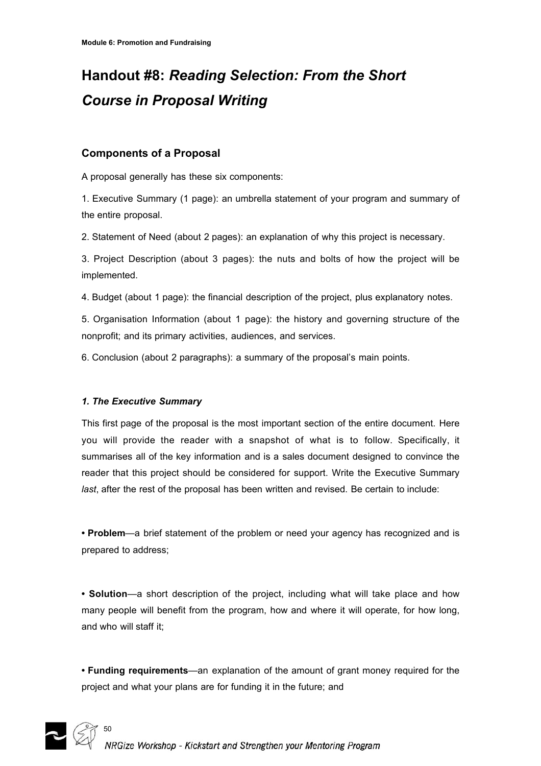# Handout #8: *Reading Selection: From the Short Course in Proposal Writing*

## Components of a Proposal

A proposal generally has these six components:

1. Executive Summary (1 page): an umbrella statement of your program and summary of the entire proposal.

2. Statement of Need (about 2 pages): an explanation of why this project is necessary.

3. Project Description (about 3 pages): the nuts and bolts of how the project will be implemented.

4. Budget (about 1 page): the financial description of the project, plus explanatory notes.

5. Organisation Information (about 1 page): the history and governing structure of the nonprofit; and its primary activities, audiences, and services.

6. Conclusion (about 2 paragraphs): a summary of the proposal's main points.

### *1. The Executive Summary*

This first page of the proposal is the most important section of the entire document. Here you will provide the reader with a snapshot of what is to follow. Specifically, it summarises all of the key information and is a sales document designed to convince the reader that this project should be considered for support. Write the Executive Summary *last*, after the rest of the proposal has been written and revised. Be certain to include:

• **Problem**—a brief statement of the problem or need your agency has recognized and is prepared to address;

• **Solution**—a short description of the project, including what will take place and how many people will benefit from the program, how and where it will operate, for how long, and who will staff it;

• **Funding requirements**—an explanation of the amount of grant money required for the project and what your plans are for funding it in the future; and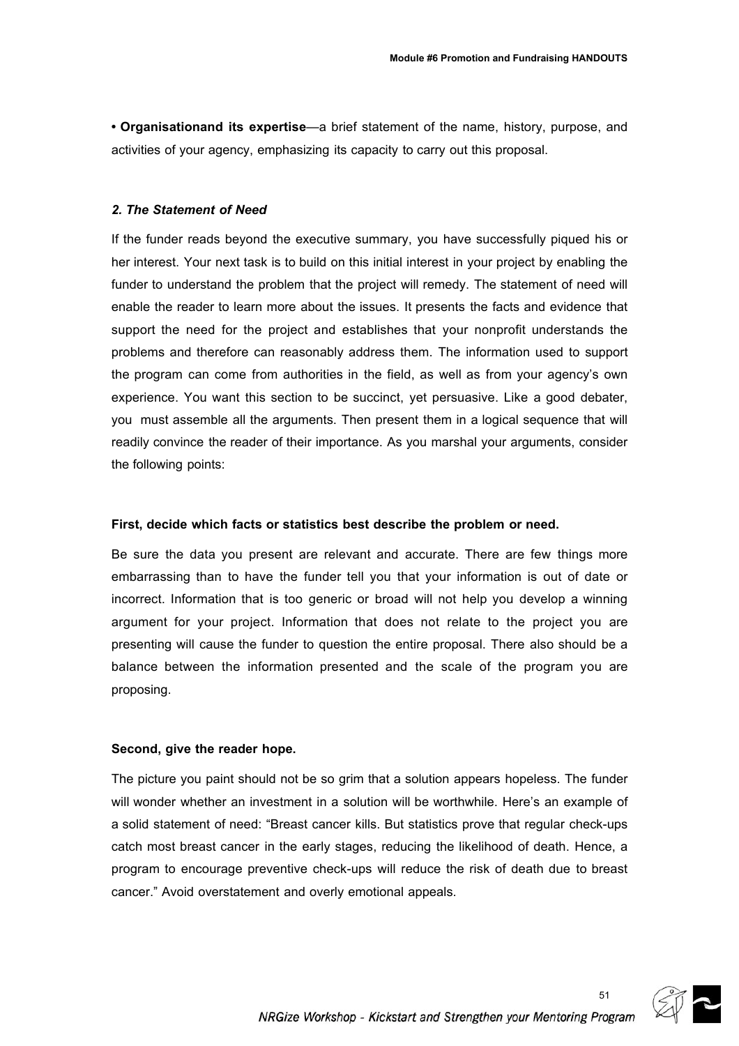• **Organisationand its expertise**—a brief statement of the name, history, purpose, and activities of your agency, emphasizing its capacity to carry out this proposal.

### *2. The Statement of Need*

If the funder reads beyond the executive summary, you have successfully piqued his or her interest. Your next task is to build on this initial interest in your project by enabling the funder to understand the problem that the project will remedy. The statement of need will enable the reader to learn more about the issues. It presents the facts and evidence that support the need for the project and establishes that your nonprofit understands the problems and therefore can reasonably address them. The information used to support the program can come from authorities in the field, as well as from your agency's own experience. You want this section to be succinct, yet persuasive. Like a good debater, you must assemble all the arguments. Then present them in a logical sequence that will readily convince the reader of their importance. As you marshal your arguments, consider the following points:

**First, decide which facts or statistics best describe the problem or need.**

Be sure the data you present are relevant and accurate. There are few things more embarrassing than to have the funder tell you that your information is out of date or incorrect. Information that is too generic or broad will not help you develop a winning argument for your project. Information that does not relate to the project you are presenting will cause the funder to question the entire proposal. There also should be a balance between the information presented and the scale of the program you are proposing.

**Second, give the reader hope.**

The picture you paint should not be so grim that a solution appears hopeless. The funder will wonder whether an investment in a solution will be worthwhile. Here's an example of a solid statement of need: "Breast cancer kills. But statistics prove that regular check-ups catch most breast cancer in the early stages, reducing the likelihood of death. Hence, a program to encourage preventive check-ups will reduce the risk of death due to breast cancer." Avoid overstatement and overly emotional appeals.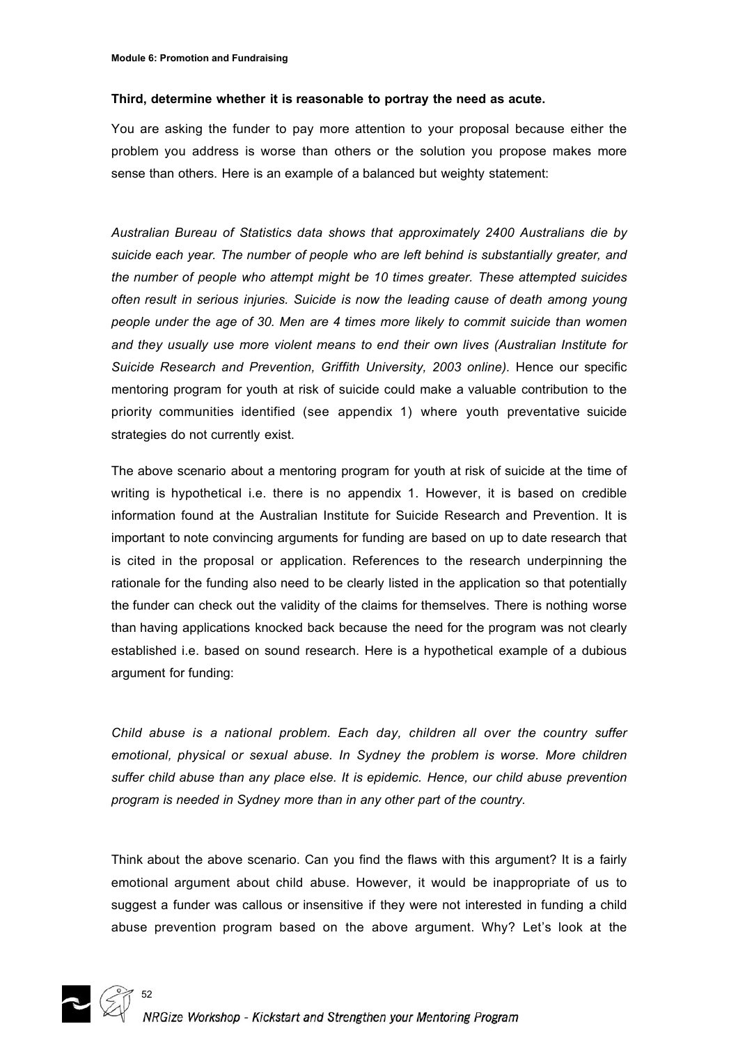**Third, determine whether it is reasonable to portray the need as acute.**

You are asking the funder to pay more attention to your proposal because either the problem you address is worse than others or the solution you propose makes more sense than others. Here is an example of a balanced but weighty statement:

*Australian Bureau of Statistics data shows that approximately 2400 Australians die by suicide each year. The number of people who are left behind is substantially greater, and the number of people who attempt might be 10 times greater. These attempted suicides often result in serious injuries. Suicide is now the leading cause of death among young people under the age of 30. Men are 4 times more likely to commit suicide than women and they usually use more violent means to end their own lives (Australian Institute for Suicide Research and Prevention, Griffith University, 2003 online).* Hence our specific mentoring program for youth at risk of suicide could make a valuable contribution to the priority communities identified (see appendix 1) where youth preventative suicide strategies do not currently exist.

The above scenario about a mentoring program for youth at risk of suicide at the time of writing is hypothetical i.e. there is no appendix 1. However, it is based on credible information found at the Australian Institute for Suicide Research and Prevention. It is important to note convincing arguments for funding are based on up to date research that is cited in the proposal or application. References to the research underpinning the rationale for the funding also need to be clearly listed in the application so that potentially the funder can check out the validity of the claims for themselves. There is nothing worse than having applications knocked back because the need for the program was not clearly established i.e. based on sound research. Here is a hypothetical example of a dubious argument for funding:

*Child abuse is a national problem. Each day, children all over the country suffer emotional, physical or sexual abuse. In Sydney the problem is worse. More children suffer child abuse than any place else. It is epidemic. Hence, our child abuse prevention program is needed in Sydney more than in any other part of the country.*

Think about the above scenario. Can you find the flaws with this argument? It is a fairly emotional argument about child abuse. However, it would be inappropriate of us to suggest a funder was callous or insensitive if they were not interested in funding a child abuse prevention program based on the above argument. Why? Let's look at the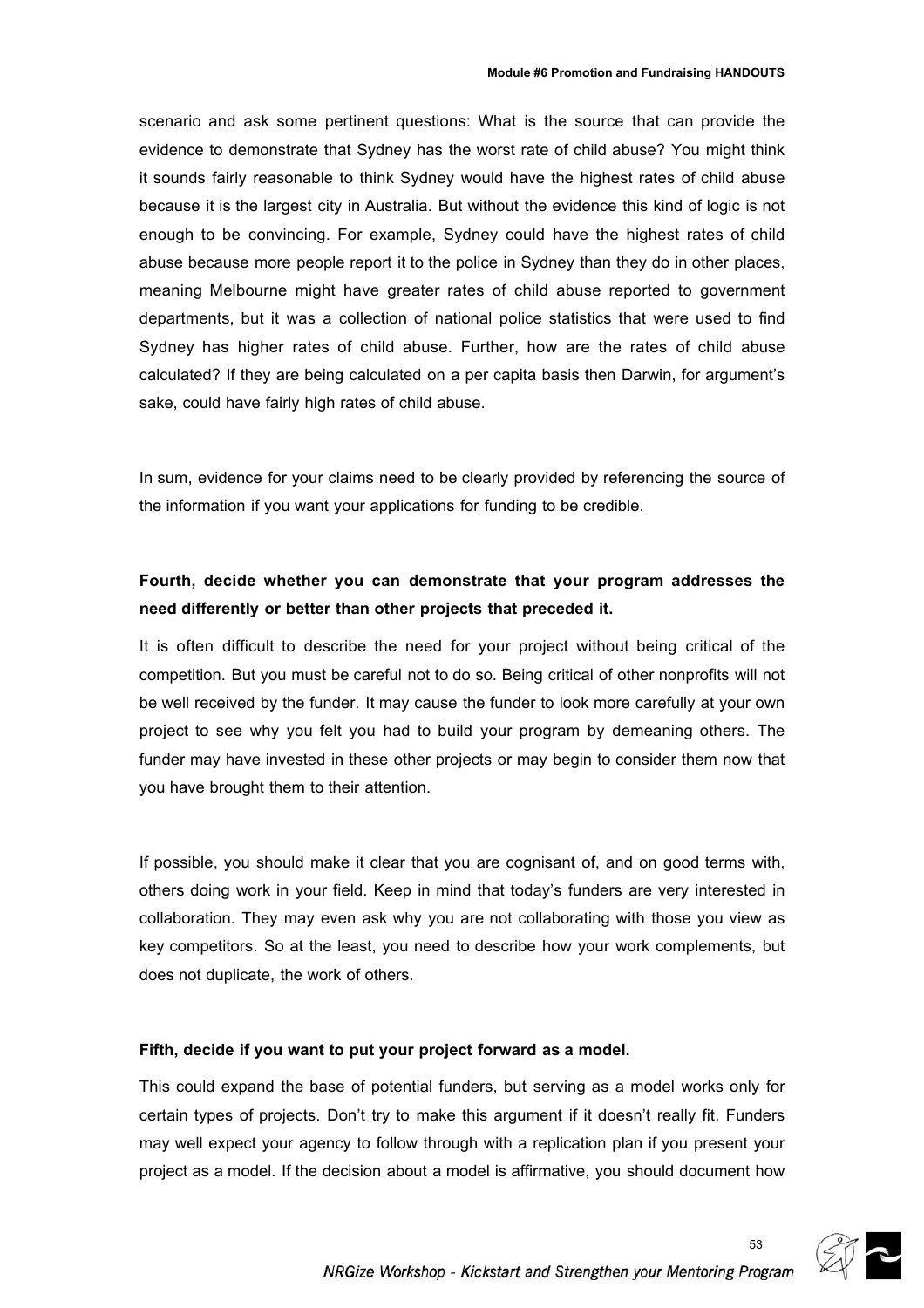scenario and ask some pertinent questions: What is the source that can provide the evidence to demonstrate that Sydney has the worst rate of child abuse? You might think it sounds fairly reasonable to think Sydney would have the highest rates of child abuse because it is the largest city in Australia. But without the evidence this kind of logic is not enough to be convincing. For example, Sydney could have the highest rates of child abuse because more people report it to the police in Sydney than they do in other places, meaning Melbourne might have greater rates of child abuse reported to government departments, but it was a collection of national police statistics that were used to find Sydney has higher rates of child abuse. Further, how are the rates of child abuse calculated? If they are being calculated on a per capita basis then Darwin, for argument's sake, could have fairly high rates of child abuse.

In sum, evidence for your claims need to be clearly provided by referencing the source of the information if you want your applications for funding to be credible.

**Fourth, decide whether you can demonstrate that your program addresses the need differently or better than other projects that preceded it.**

It is often difficult to describe the need for your project without being critical of the competition. But you must be careful not to do so. Being critical of other nonprofits will not be well received by the funder. It may cause the funder to look more carefully at your own project to see why you felt you had to build your program by demeaning others. The funder may have invested in these other projects or may begin to consider them now that you have brought them to their attention.

If possible, you should make it clear that you are cognisant of, and on good terms with, others doing work in your field. Keep in mind that today's funders are very interested in collaboration. They may even ask why you are not collaborating with those you view as key competitors. So at the least, you need to describe how your work complements, but does not duplicate, the work of others.

**Fifth, decide if you want to put your project forward as a model.**

This could expand the base of potential funders, but serving as a model works only for certain types of projects. Don't try to make this argument if it doesn't really fit. Funders may well expect your agency to follow through with a replication plan if you present your project as a model. If the decision about a model is affirmative, you should document how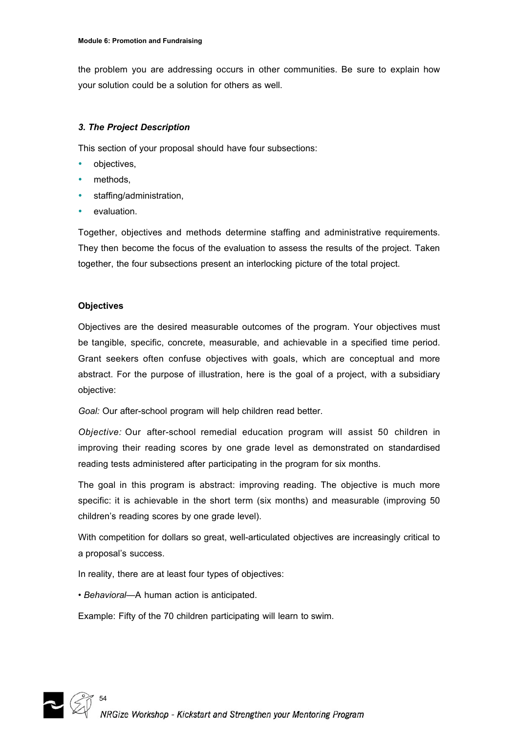the problem you are addressing occurs in other communities. Be sure to explain how your solution could be a solution for others as well.

### *3. The Project Description*

This section of your proposal should have four subsections:

- objectives,
- methods,
- staffing/administration,
- evaluation.

Together, objectives and methods determine staffing and administrative requirements. They then become the focus of the evaluation to assess the results of the project. Taken together, the four subsections present an interlocking picture of the total project.

#### **Objectives**

Objectives are the desired measurable outcomes of the program. Your objectives must be tangible, specific, concrete, measurable, and achievable in a specified time period. Grant seekers often confuse objectives with goals, which are conceptual and more abstract. For the purpose of illustration, here is the goal of a project, with a subsidiary objective:

*Goal:* Our after-school program will help children read better.

*Objective:* Our after-school remedial education program will assist 50 children in improving their reading scores by one grade level as demonstrated on standardised reading tests administered after participating in the program for six months.

The goal in this program is abstract: improving reading. The objective is much more specific: it is achievable in the short term (six months) and measurable (improving 50 children's reading scores by one grade level).

With competition for dollars so great, well-articulated objectives are increasingly critical to a proposal's success.

In reality, there are at least four types of objectives:

• *Behavioral*—A human action is anticipated.

Example: Fifty of the 70 children participating will learn to swim.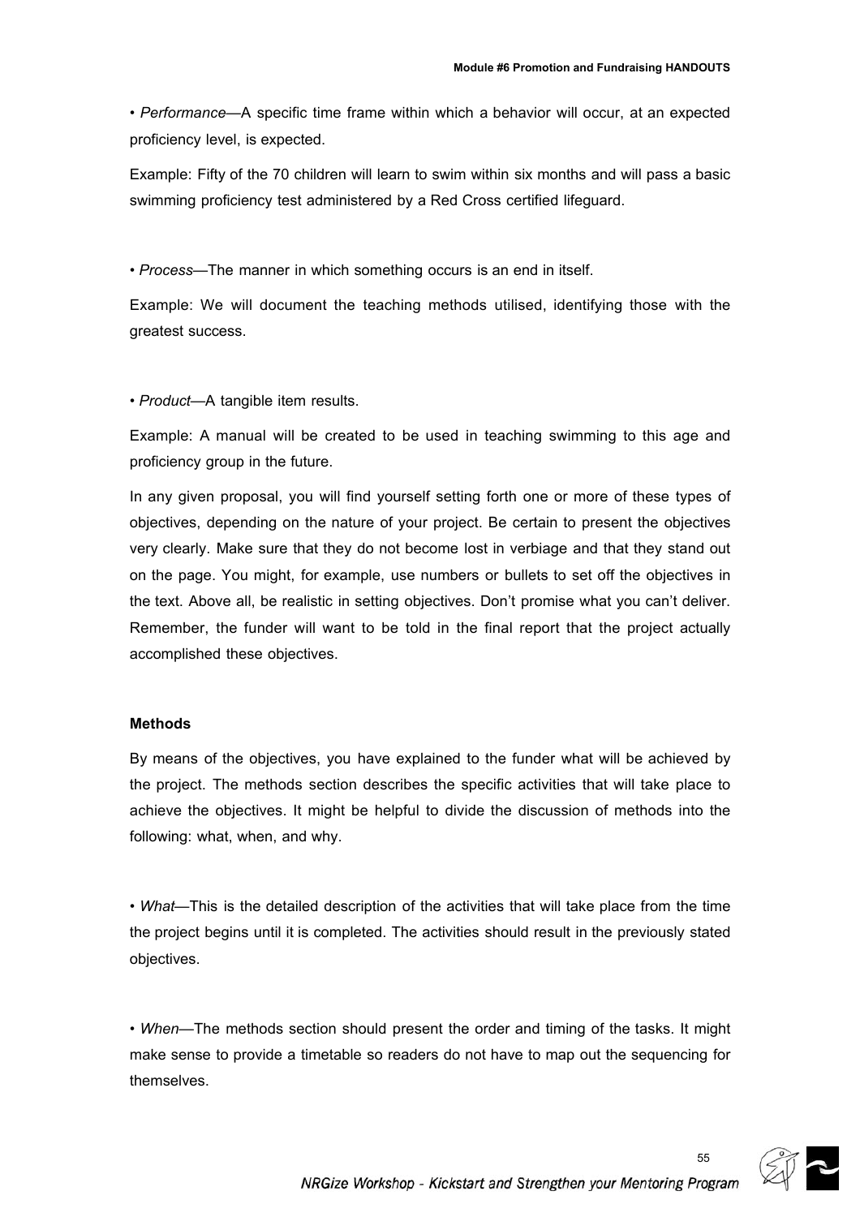• *Performance*—A specific time frame within which a behavior will occur, at an expected proficiency level, is expected.

Example: Fifty of the 70 children will learn to swim within six months and will pass a basic swimming proficiency test administered by a Red Cross certified lifeguard.

• *Process*—The manner in which something occurs is an end in itself.

Example: We will document the teaching methods utilised, identifying those with the greatest success.

• *Product*—A tangible item results.

Example: A manual will be created to be used in teaching swimming to this age and proficiency group in the future.

In any given proposal, you will find yourself setting forth one or more of these types of objectives, depending on the nature of your project. Be certain to present the objectives very clearly. Make sure that they do not become lost in verbiage and that they stand out on the page. You might, for example, use numbers or bullets to set off the objectives in the text. Above all, be realistic in setting objectives. Don't promise what you can't deliver. Remember, the funder will want to be told in the final report that the project actually accomplished these objectives.

**Methods**

By means of the objectives, you have explained to the funder what will be achieved by the project. The methods section describes the specific activities that will take place to achieve the objectives. It might be helpful to divide the discussion of methods into the following: what, when, and why.

• *What*—This is the detailed description of the activities that will take place from the time the project begins until it is completed. The activities should result in the previously stated objectives.

• *When*—The methods section should present the order and timing of the tasks. It might make sense to provide a timetable so readers do not have to map out the sequencing for themselves.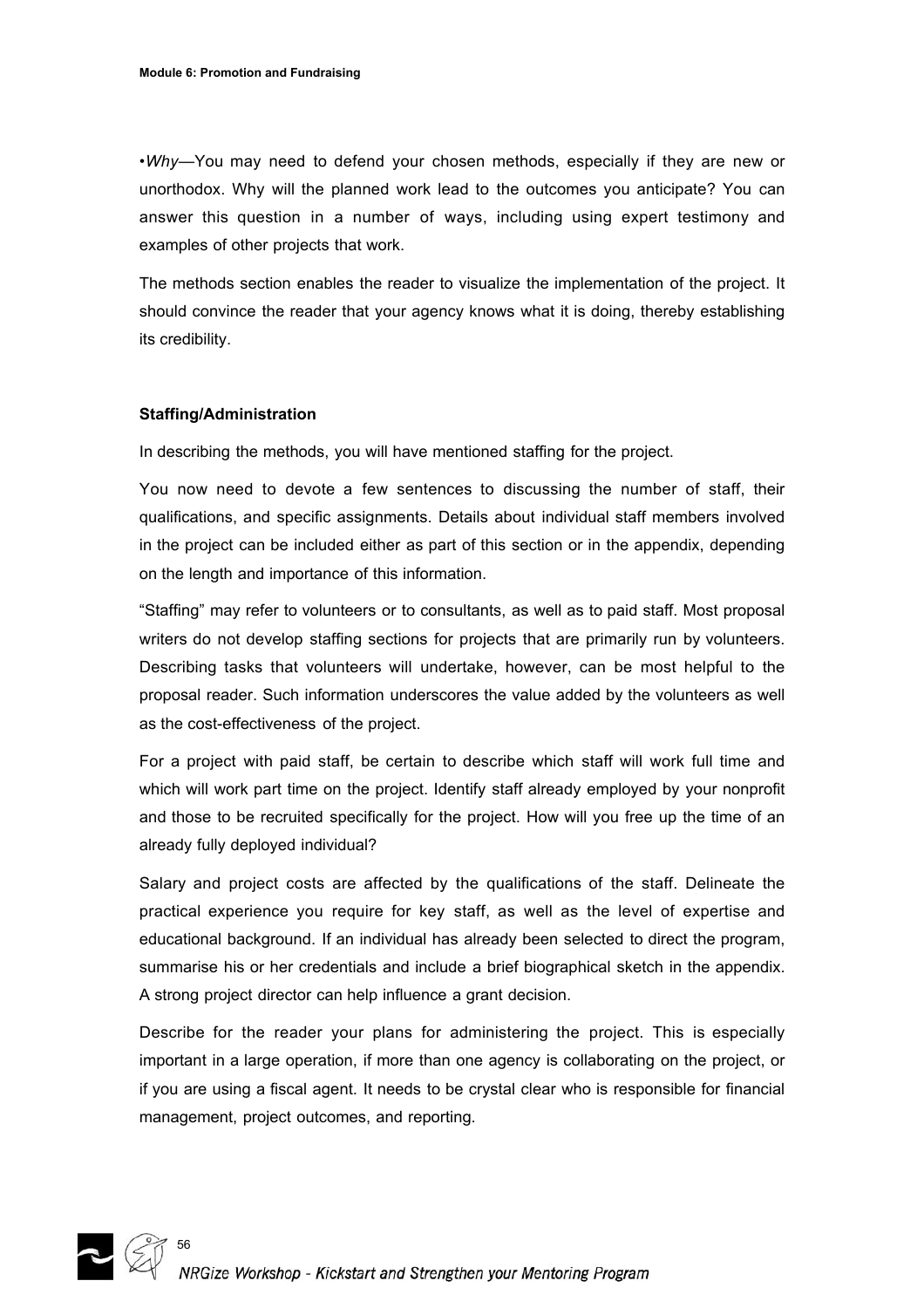•*Why*—You may need to defend your chosen methods, especially if they are new or unorthodox. Why will the planned work lead to the outcomes you anticipate? You can answer this question in a number of ways, including using expert testimony and examples of other projects that work.

The methods section enables the reader to visualize the implementation of the project. It should convince the reader that your agency knows what it is doing, thereby establishing its credibility.

**Staffing/Administration**

In describing the methods, you will have mentioned staffing for the project.

You now need to devote a few sentences to discussing the number of staff, their qualifications, and specific assignments. Details about individual staff members involved in the project can be included either as part of this section or in the appendix, depending on the length and importance of this information.

"Staffing" may refer to volunteers or to consultants, as well as to paid staff. Most proposal writers do not develop staffing sections for projects that are primarily run by volunteers. Describing tasks that volunteers will undertake, however, can be most helpful to the proposal reader. Such information underscores the value added by the volunteers as well as the cost-effectiveness of the project.

For a project with paid staff, be certain to describe which staff will work full time and which will work part time on the project. Identify staff already employed by your nonprofit and those to be recruited specifically for the project. How will you free up the time of an already fully deployed individual?

Salary and project costs are affected by the qualifications of the staff. Delineate the practical experience you require for key staff, as well as the level of expertise and educational background. If an individual has already been selected to direct the program, summarise his or her credentials and include a brief biographical sketch in the appendix. A strong project director can help influence a grant decision.

Describe for the reader your plans for administering the project. This is especially important in a large operation, if more than one agency is collaborating on the project, or if you are using a fiscal agent. It needs to be crystal clear who is responsible for financial management, project outcomes, and reporting.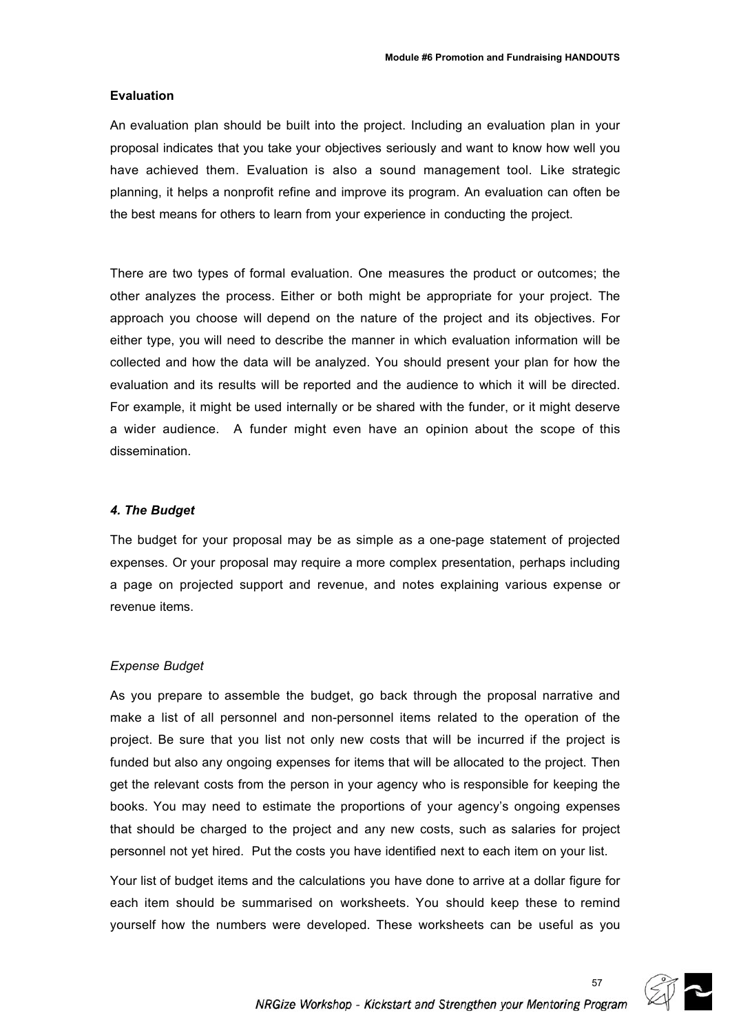**Evaluation**

An evaluation plan should be built into the project. Including an evaluation plan in your proposal indicates that you take your objectives seriously and want to know how well you have achieved them. Evaluation is also a sound management tool. Like strategic planning, it helps a nonprofit refine and improve its program. An evaluation can often be the best means for others to learn from your experience in conducting the project.

There are two types of formal evaluation. One measures the product or outcomes; the other analyzes the process. Either or both might be appropriate for your project. The approach you choose will depend on the nature of the project and its objectives. For either type, you will need to describe the manner in which evaluation information will be collected and how the data will be analyzed. You should present your plan for how the evaluation and its results will be reported and the audience to which it will be directed. For example, it might be used internally or be shared with the funder, or it might deserve a wider audience. A funder might even have an opinion about the scope of this dissemination.

***4. The Budget***

The budget for your proposal may be as simple as a one-page statement of projected expenses. Or your proposal may require a more complex presentation, perhaps including a page on projected support and revenue, and notes explaining various expense or revenue items.

*Expense Budget*

As you prepare to assemble the budget, go back through the proposal narrative and make a list of all personnel and non-personnel items related to the operation of the project. Be sure that you list not only new costs that will be incurred if the project is funded but also any ongoing expenses for items that will be allocated to the project. Then get the relevant costs from the person in your agency who is responsible for keeping the books. You may need to estimate the proportions of your agency's ongoing expenses that should be charged to the project and any new costs, such as salaries for project personnel not yet hired. Put the costs you have identified next to each item on your list.

Your list of budget items and the calculations you have done to arrive at a dollar figure for each item should be summarised on worksheets. You should keep these to remind yourself how the numbers were developed. These worksheets can be useful as you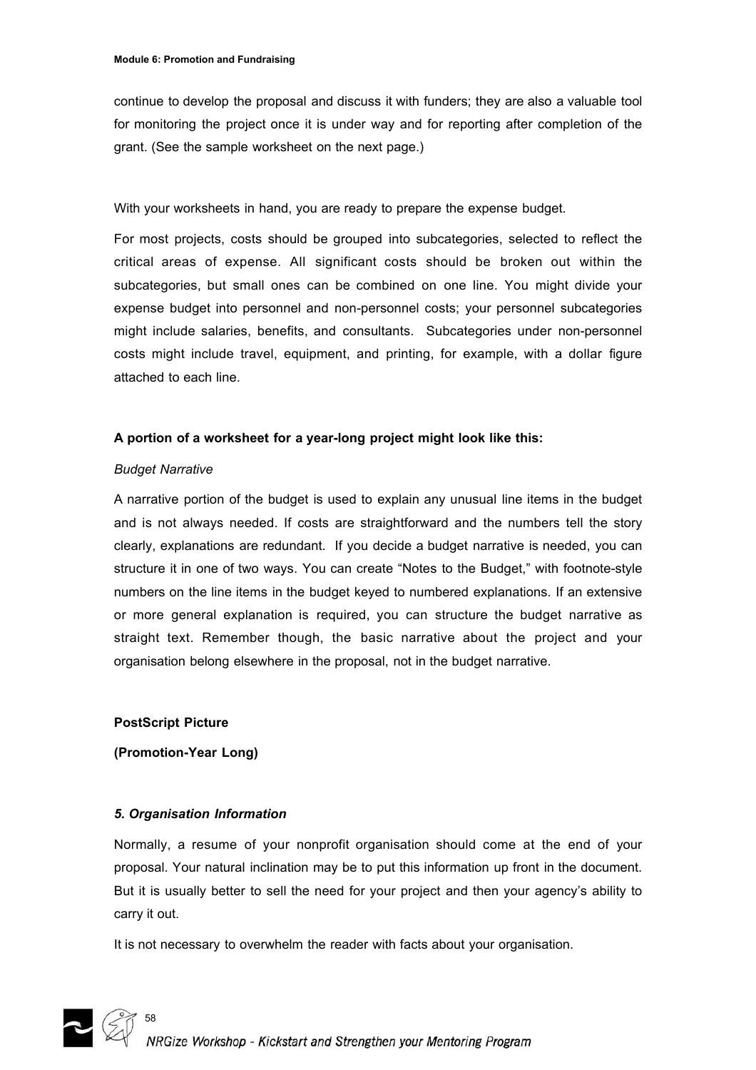continue to develop the proposal and discuss it with funders; they are also a valuable tool for monitoring the project once it is under way and for reporting after completion of the grant. (See the sample worksheet on the next page.)

With your worksheets in hand, you are ready to prepare the expense budget.

For most projects, costs should be grouped into subcategories, selected to reflect the critical areas of expense. All significant costs should be broken out within the subcategories, but small ones can be combined on one line. You might divide your expense budget into personnel and non-personnel costs; your personnel subcategories might include salaries, benefits, and consultants. Subcategories under non-personnel costs might include travel, equipment, and printing, for example, with a dollar figure attached to each line.

**A portion of a worksheet for a year-long project might look like this:**

*Budget Narrative*

A narrative portion of the budget is used to explain any unusual line items in the budget and is not always needed. If costs are straightforward and the numbers tell the story clearly, explanations are redundant. If you decide a budget narrative is needed, you can structure it in one of two ways. You can create "Notes to the Budget," with footnote-style numbers on the line items in the budget keyed to numbered explanations. If an extensive or more general explanation is required, you can structure the budget narrative as straight text. Remember though, the basic narrative about the project and your organisation belong elsewhere in the proposal, not in the budget narrative.

**PostScript Picture**

**(Promotion-Year Long)**

***5. Organisation Information***

Normally, a resume of your nonprofit organisation should come at the end of your proposal. Your natural inclination may be to put this information up front in the document. But it is usually better to sell the need for your project and then your agency's ability to carry it out.

It is not necessary to overwhelm the reader with facts about your organisation.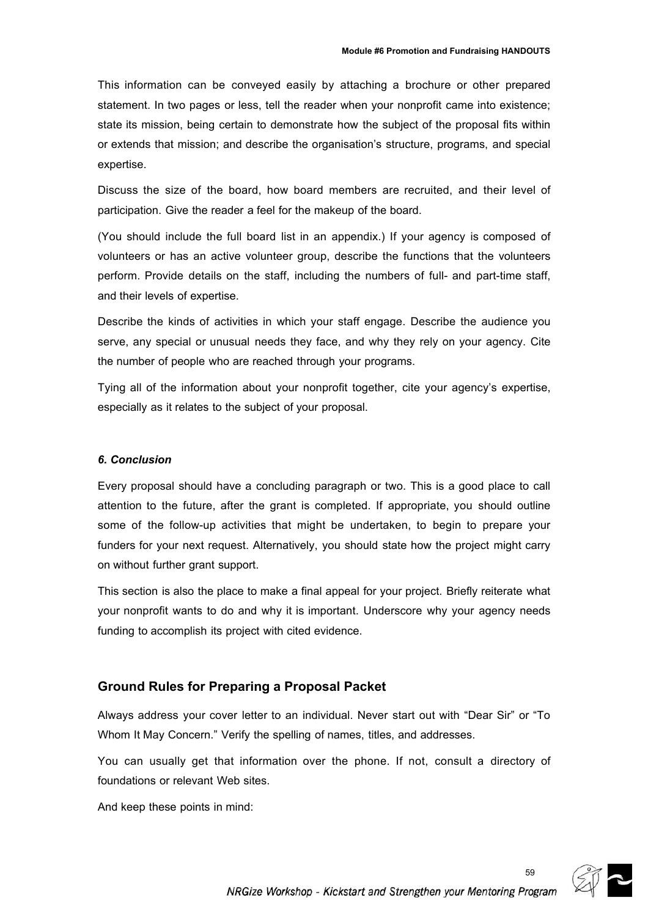This information can be conveyed easily by attaching a brochure or other prepared statement. In two pages or less, tell the reader when your nonprofit came into existence; state its mission, being certain to demonstrate how the subject of the proposal fits within or extends that mission; and describe the organisation's structure, programs, and special expertise.

Discuss the size of the board, how board members are recruited, and their level of participation. Give the reader a feel for the makeup of the board.

(You should include the full board list in an appendix.) If your agency is composed of volunteers or has an active volunteer group, describe the functions that the volunteers perform. Provide details on the staff, including the numbers of full- and part-time staff, and their levels of expertise.

Describe the kinds of activities in which your staff engage. Describe the audience you serve, any special or unusual needs they face, and why they rely on your agency. Cite the number of people who are reached through your programs.

Tying all of the information about your nonprofit together, cite your agency's expertise, especially as it relates to the subject of your proposal.

### *6. Conclusion*

Every proposal should have a concluding paragraph or two. This is a good place to call attention to the future, after the grant is completed. If appropriate, you should outline some of the follow-up activities that might be undertaken, to begin to prepare your funders for your next request. Alternatively, you should state how the project might carry on without further grant support.

This section is also the place to make a final appeal for your project. Briefly reiterate what your nonprofit wants to do and why it is important. Underscore why your agency needs funding to accomplish its project with cited evidence.

## Ground Rules for Preparing a Proposal Packet

Always address your cover letter to an individual. Never start out with "Dear Sir" or "To Whom It May Concern." Verify the spelling of names, titles, and addresses.

You can usually get that information over the phone. If not, consult a directory of foundations or relevant Web sites.

And keep these points in mind: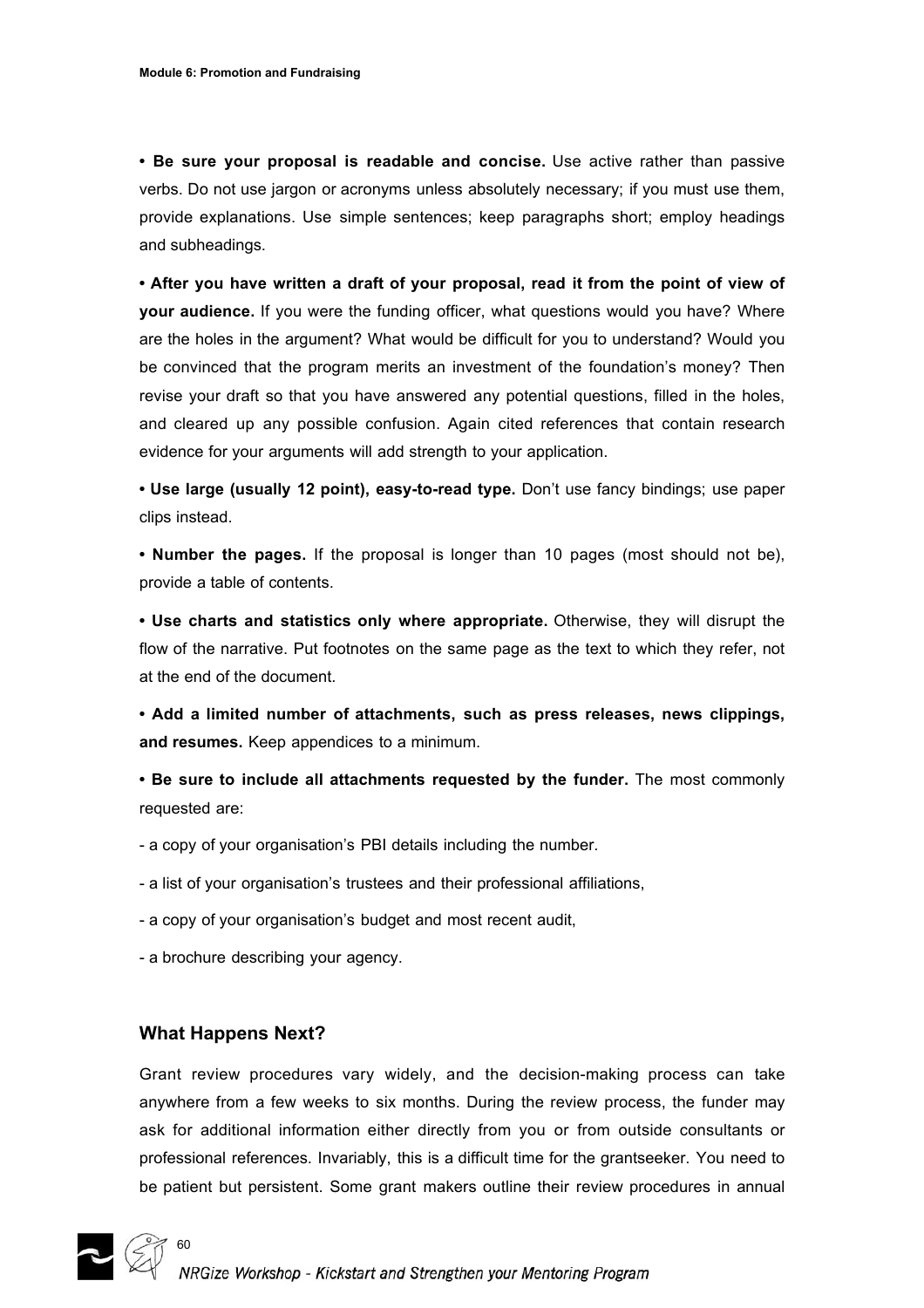**• Be sure your proposal is readable and concise.** Use active rather than passive verbs. Do not use jargon or acronyms unless absolutely necessary; if you must use them, provide explanations. Use simple sentences; keep paragraphs short; employ headings and subheadings.

**• After you have written a draft of your proposal, read it from the point of view of your audience.** If you were the funding officer, what questions would you have? Where are the holes in the argument? What would be difficult for you to understand? Would you be convinced that the program merits an investment of the foundation's money? Then revise your draft so that you have answered any potential questions, filled in the holes, and cleared up any possible confusion. Again cited references that contain research evidence for your arguments will add strength to your application.

**• Use large (usually 12 point), easy-to-read type.** Don't use fancy bindings; use paper clips instead.

**• Number the pages.** If the proposal is longer than 10 pages (most should not be), provide a table of contents.

**• Use charts and statistics only where appropriate.** Otherwise, they will disrupt the flow of the narrative. Put footnotes on the same page as the text to which they refer, not at the end of the document.

**• Add a limited number of attachments, such as press releases, news clippings, and resumes.** Keep appendices to a minimum.

**• Be sure to include all attachments requested by the funder.** The most commonly requested are:

- a copy of your organisation's PBI details including the number.

- a list of your organisation's trustees and their professional affiliations,

- a copy of your organisation's budget and most recent audit,

- a brochure describing your agency.

### What Happens Next?

Grant review procedures vary widely, and the decision-making process can take anywhere from a few weeks to six months. During the review process, the funder may ask for additional information either directly from you or from outside consultants or professional references. Invariably, this is a difficult time for the grantseeker. You need to be patient but persistent. Some grant makers outline their review procedures in annual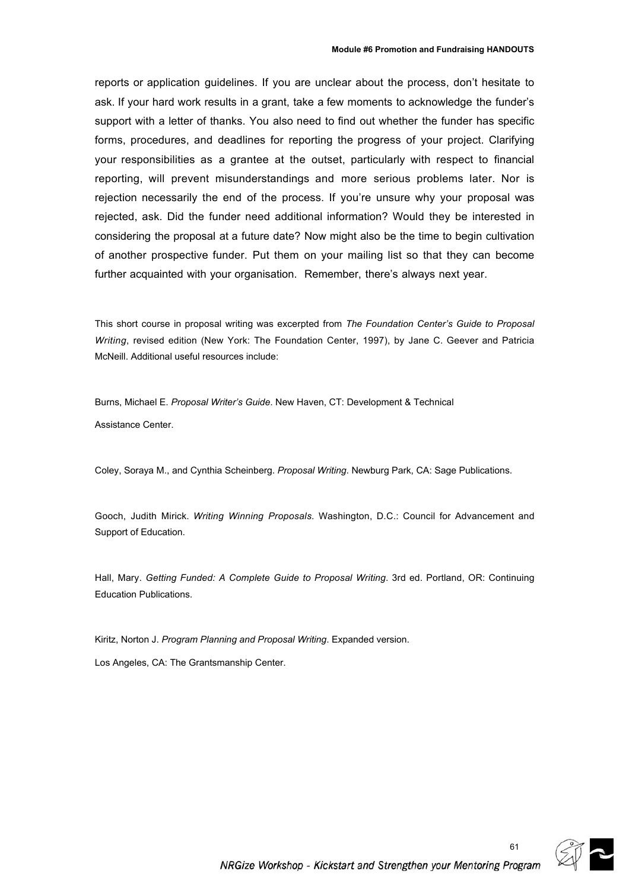reports or application guidelines. If you are unclear about the process, don't hesitate to ask. If your hard work results in a grant, take a few moments to acknowledge the funder's support with a letter of thanks. You also need to find out whether the funder has specific forms, procedures, and deadlines for reporting the progress of your project. Clarifying your responsibilities as a grantee at the outset, particularly with respect to financial reporting, will prevent misunderstandings and more serious problems later. Nor is rejection necessarily the end of the process. If you're unsure why your proposal was rejected, ask. Did the funder need additional information? Would they be interested in considering the proposal at a future date? Now might also be the time to begin cultivation of another prospective funder. Put them on your mailing list so that they can become further acquainted with your organisation. Remember, there's always next year.

This short course in proposal writing was excerpted from *The Foundation Center's Guide to Proposal Writing*, revised edition (New York: The Foundation Center, 1997), by Jane C. Geever and Patricia McNeill. Additional useful resources include:

Burns, Michael E. *Proposal Writer's Guide*. New Haven, CT: Development & Technical Assistance Center.

Coley, Soraya M., and Cynthia Scheinberg. *Proposal Writing*. Newburg Park, CA: Sage Publications.

Gooch, Judith Mirick. *Writing Winning Proposals*. Washington, D.C.: Council for Advancement and Support of Education.

Hall, Mary. *Getting Funded: A Complete Guide to Proposal Writing*. 3rd ed. Portland, OR: Continuing Education Publications.

Kiritz, Norton J. *Program Planning and Proposal Writing*. Expanded version. Los Angeles, CA: The Grantsmanship Center.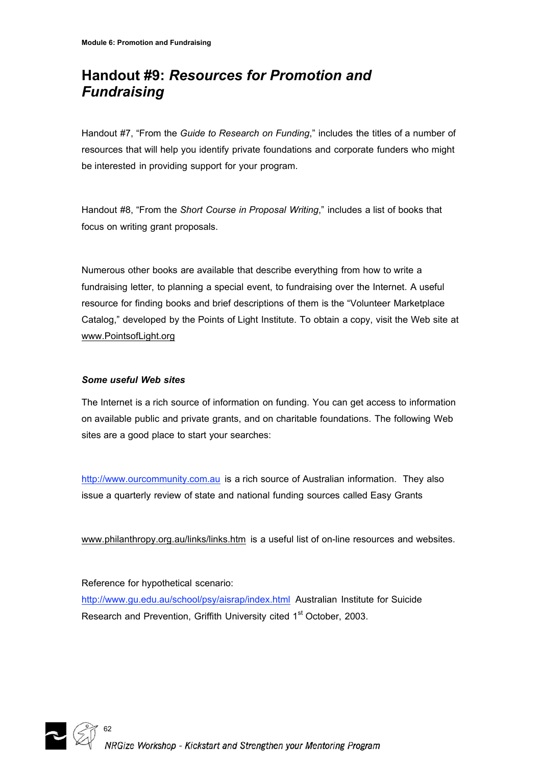# Handout #9: *Resources for Promotion and Fundraising*

Handout #7, "From the *Guide to Research on Funding*," includes the titles of a number of resources that will help you identify private foundations and corporate funders who might be interested in providing support for your program.

Handout #8, "From the *Short Course in Proposal Writing*," includes a list of books that focus on writing grant proposals.

Numerous other books are available that describe everything from how to write a fundraising letter, to planning a special event, to fundraising over the Internet. A useful resource for finding books and brief descriptions of them is the "Volunteer Marketplace Catalog," developed by the Points of Light Institute. To obtain a copy, visit the Web site at www.PointsofLight.org

***Some useful Web sites***

The Internet is a rich source of information on funding. You can get access to information on available public and private grants, and on charitable foundations. The following Web sites are a good place to start your searches:

http://www.ourcommunity.com.au is a rich source of Australian information. They also issue a quarterly review of state and national funding sources called Easy Grants

www.philanthropy.org.au/links/links.htm is a useful list of on-line resources and websites.

Reference for hypothetical scenario:
http://www.gu.edu.au/school/psy/aisrap/index.html Australian Institute for Suicide Research and Prevention, Griffith University cited 1st October, 2003.